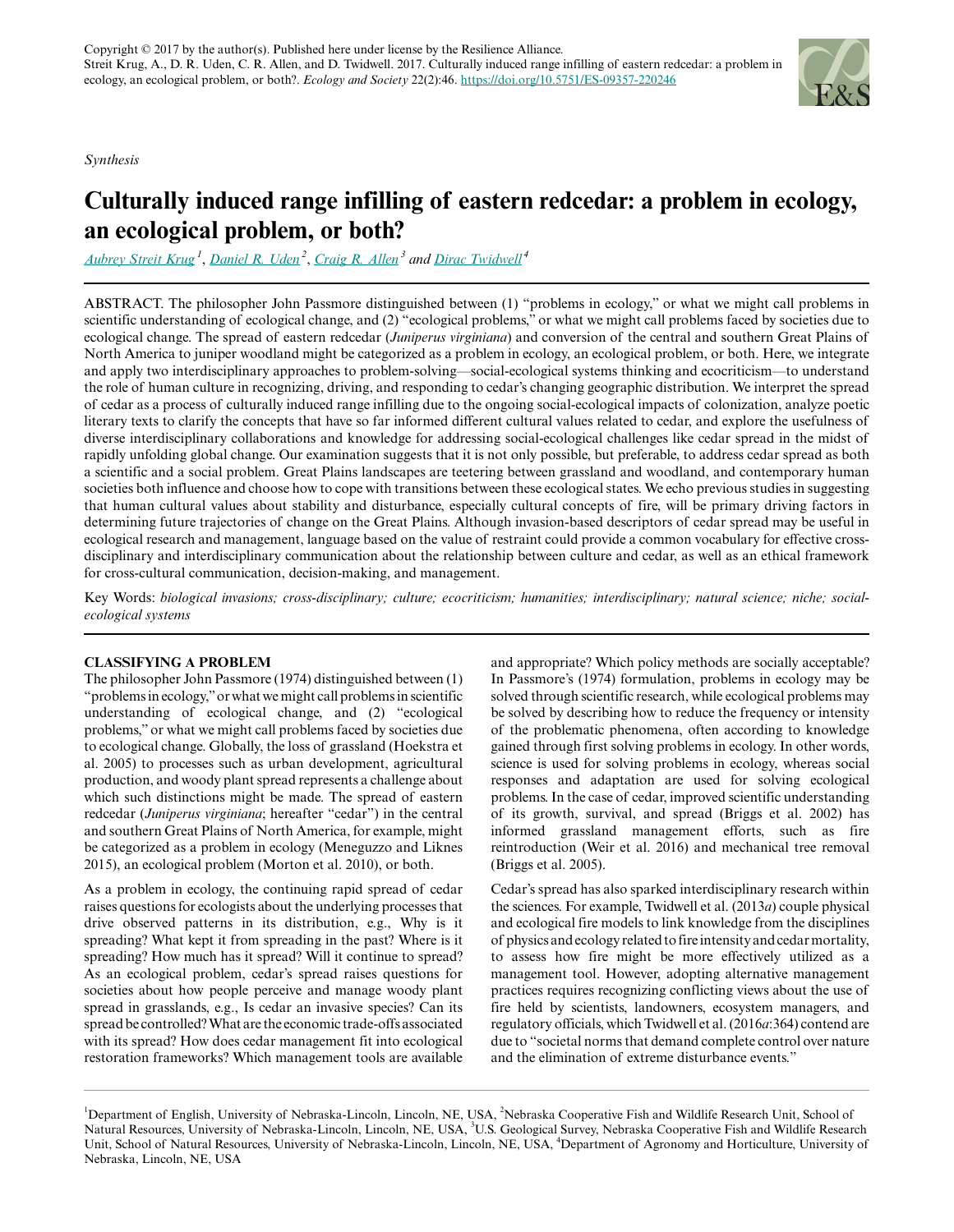Copyright © 2017 by the author(s). Published here under license by the Resilience Alliance.
Streit Krug, A., D. R. Uden, C. R. Allen, and D. Twidwell. 2017. Culturally induced range infilling of eastern redcedar: a problem in ecology, an ecological problem, or both?. *Ecology and Society* 22(2):46. https://doi.org/10.5751/ES-09357-220246

*Synthesis*

# Culturally induced range infilling of eastern redcedar: a problem in ecology, an ecological problem, or both?

Aubrey Streit Krug[1], Daniel R. Uden[2], Craig R. Allen[3] and Dirac Twidwell[4]

ABSTRACT. The philosopher John Passmore distinguished between (1) "problems in ecology," or what we might call problems in scientific understanding of ecological change, and (2) "ecological problems," or what we might call problems faced by societies due to ecological change. The spread of eastern redcedar (*Juniperus virginiana*) and conversion of the central and southern Great Plains of North America to juniper woodland might be categorized as a problem in ecology, an ecological problem, or both. Here, we integrate and apply two interdisciplinary approaches to problem-solving—social-ecological systems thinking and ecocriticism—to understand the role of human culture in recognizing, driving, and responding to cedar's changing geographic distribution. We interpret the spread of cedar as a process of culturally induced range infilling due to the ongoing social-ecological impacts of colonization, analyze poetic literary texts to clarify the concepts that have so far informed different cultural values related to cedar, and explore the usefulness of diverse interdisciplinary collaborations and knowledge for addressing social-ecological challenges like cedar spread in the midst of rapidly unfolding global change. Our examination suggests that it is not only possible, but preferable, to address cedar spread as both a scientific and a social problem. Great Plains landscapes are teetering between grassland and woodland, and contemporary human societies both influence and choose how to cope with transitions between these ecological states. We echo previous studies in suggesting that human cultural values about stability and disturbance, especially cultural concepts of fire, will be primary driving factors in determining future trajectories of change on the Great Plains. Although invasion-based descriptors of cedar spread may be useful in ecological research and management, language based on the value of restraint could provide a common vocabulary for effective cross-disciplinary and interdisciplinary communication about the relationship between culture and cedar, as well as an ethical framework for cross-cultural communication, decision-making, and management.

Key Words: *biological invasions; cross-disciplinary; culture; ecocriticism; humanities; interdisciplinary; natural science; niche; social-ecological systems*

## CLASSIFYING A PROBLEM

The philosopher John Passmore (1974) distinguished between (1) "problems in ecology," or what we might call problems in scientific understanding of ecological change, and (2) "ecological problems," or what we might call problems faced by societies due to ecological change. Globally, the loss of grassland (Hoekstra et al. 2005) to processes such as urban development, agricultural production, and woody plant spread represents a challenge about which such distinctions might be made. The spread of eastern redcedar (*Juniperus virginiana*; hereafter "cedar") in the central and southern Great Plains of North America, for example, might be categorized as a problem in ecology (Meneguzzo and Liknes 2015), an ecological problem (Morton et al. 2010), or both.

As a problem in ecology, the continuing rapid spread of cedar raises questions for ecologists about the underlying processes that drive observed patterns in its distribution, e.g., Why is it spreading? What kept it from spreading in the past? Where is it spreading? How much has it spread? Will it continue to spread? As an ecological problem, cedar's spread raises questions for societies about how people perceive and manage woody plant spread in grasslands, e.g., Is cedar an invasive species? Can its spread be controlled? What are the economic trade-offs associated with its spread? How does cedar management fit into ecological restoration frameworks? Which management tools are available and appropriate? Which policy methods are socially acceptable? In Passmore's (1974) formulation, problems in ecology may be solved through scientific research, while ecological problems may be solved by describing how to reduce the frequency or intensity of the problematic phenomena, often according to knowledge gained through first solving problems in ecology. In other words, science is used for solving problems in ecology, whereas social responses and adaptation are used for solving ecological problems. In the case of cedar, improved scientific understanding of its growth, survival, and spread (Briggs et al. 2002) has informed grassland management efforts, such as fire reintroduction (Weir et al. 2016) and mechanical tree removal (Briggs et al. 2005).

Cedar's spread has also sparked interdisciplinary research within the sciences. For example, Twidwell et al. (2013*a*) couple physical and ecological fire models to link knowledge from the disciplines of physics and ecology related to fire intensity and cedar mortality, to assess how fire might be more effectively utilized as a management tool. However, adopting alternative management practices requires recognizing conflicting views about the use of fire held by scientists, landowners, ecosystem managers, and regulatory officials, which Twidwell et al. (2016*a*:364) contend are due to "societal norms that demand complete control over nature and the elimination of extreme disturbance events."

[1]Department of English, University of Nebraska-Lincoln, Lincoln, NE, USA, [2]Nebraska Cooperative Fish and Wildlife Research Unit, School of Natural Resources, University of Nebraska-Lincoln, Lincoln, NE, USA, [3]U.S. Geological Survey, Nebraska Cooperative Fish and Wildlife Research Unit, School of Natural Resources, University of Nebraska-Lincoln, Lincoln, NE, USA, [4]Department of Agronomy and Horticulture, University of Nebraska, Lincoln, NE, USA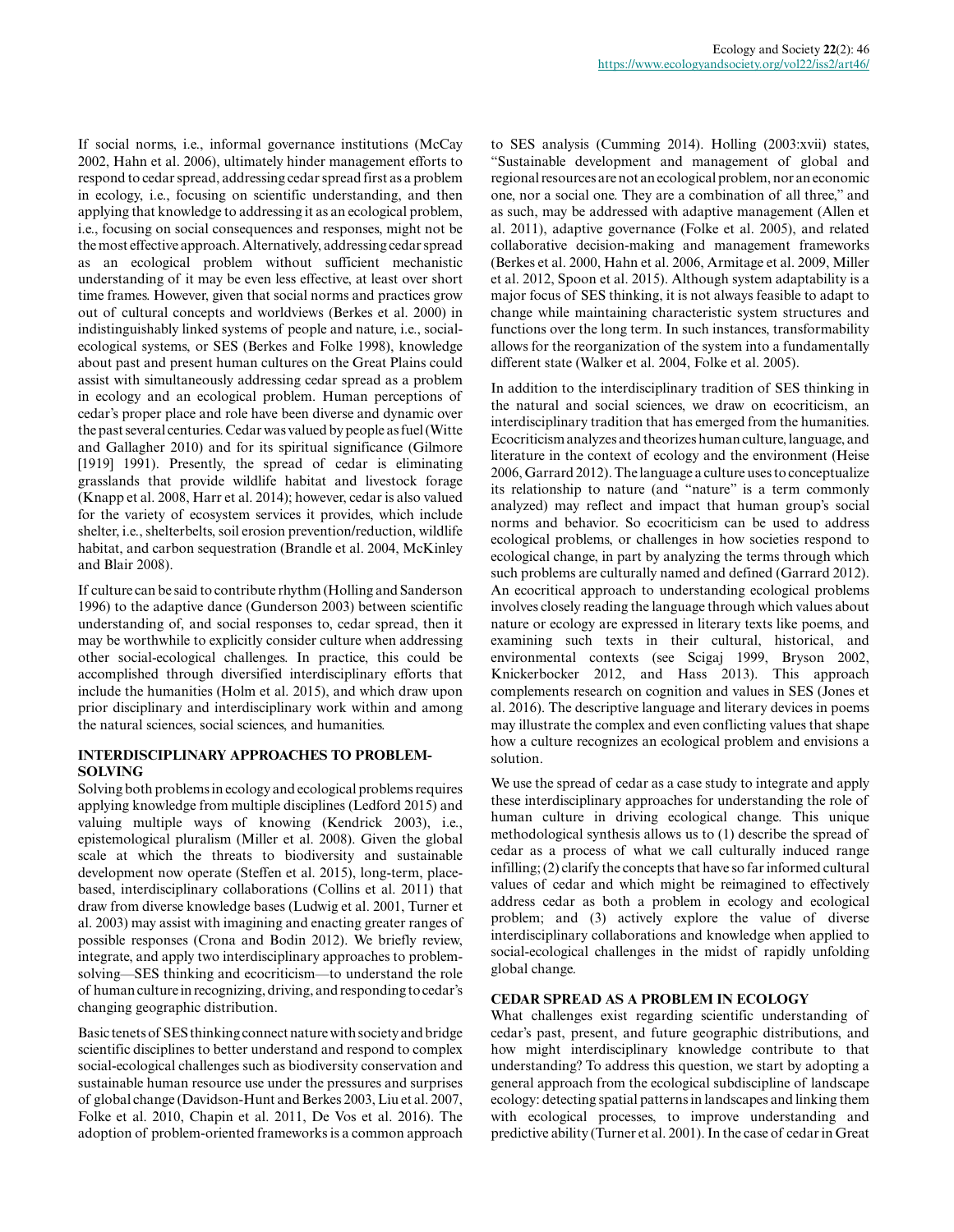If social norms, i.e., informal governance institutions (McCay 2002, Hahn et al. 2006), ultimately hinder management efforts to respond to cedar spread, addressing cedar spread first as a problem in ecology, i.e., focusing on scientific understanding, and then applying that knowledge to addressing it as an ecological problem, i.e., focusing on social consequences and responses, might not be the most effective approach. Alternatively, addressing cedar spread as an ecological problem without sufficient mechanistic understanding of it may be even less effective, at least over short time frames. However, given that social norms and practices grow out of cultural concepts and worldviews (Berkes et al. 2000) in indistinguishably linked systems of people and nature, i.e., social-ecological systems, or SES (Berkes and Folke 1998), knowledge about past and present human cultures on the Great Plains could assist with simultaneously addressing cedar spread as a problem in ecology and an ecological problem. Human perceptions of cedar's proper place and role have been diverse and dynamic over the past several centuries. Cedar was valued by people as fuel (Witte and Gallagher 2010) and for its spiritual significance (Gilmore [1919] 1991). Presently, the spread of cedar is eliminating grasslands that provide wildlife habitat and livestock forage (Knapp et al. 2008, Harr et al. 2014); however, cedar is also valued for the variety of ecosystem services it provides, which include shelter, i.e., shelterbelts, soil erosion prevention/reduction, wildlife habitat, and carbon sequestration (Brandle et al. 2004, McKinley and Blair 2008).

If culture can be said to contribute rhythm (Holling and Sanderson 1996) to the adaptive dance (Gunderson 2003) between scientific understanding of, and social responses to, cedar spread, then it may be worthwhile to explicitly consider culture when addressing other social-ecological challenges. In practice, this could be accomplished through diversified interdisciplinary efforts that include the humanities (Holm et al. 2015), and which draw upon prior disciplinary and interdisciplinary work within and among the natural sciences, social sciences, and humanities.

## INTERDISCIPLINARY APPROACHES TO PROBLEM-SOLVING

Solving both problems in ecology and ecological problems requires applying knowledge from multiple disciplines (Ledford 2015) and valuing multiple ways of knowing (Kendrick 2003), i.e., epistemological pluralism (Miller et al. 2008). Given the global scale at which the threats to biodiversity and sustainable development now operate (Steffen et al. 2015), long-term, place-based, interdisciplinary collaborations (Collins et al. 2011) that draw from diverse knowledge bases (Ludwig et al. 2001, Turner et al. 2003) may assist with imagining and enacting greater ranges of possible responses (Crona and Bodin 2012). We briefly review, integrate, and apply two interdisciplinary approaches to problem-solving—SES thinking and ecocriticism—to understand the role of human culture in recognizing, driving, and responding to cedar's changing geographic distribution.

Basic tenets of SES thinking connect nature with society and bridge scientific disciplines to better understand and respond to complex social-ecological challenges such as biodiversity conservation and sustainable human resource use under the pressures and surprises of global change (Davidson-Hunt and Berkes 2003, Liu et al. 2007, Folke et al. 2010, Chapin et al. 2011, De Vos et al. 2016). The adoption of problem-oriented frameworks is a common approach to SES analysis (Cumming 2014). Holling (2003:xvii) states, "Sustainable development and management of global and regional resources are not an ecological problem, nor an economic one, nor a social one. They are a combination of all three," and as such, may be addressed with adaptive management (Allen et al. 2011), adaptive governance (Folke et al. 2005), and related collaborative decision-making and management frameworks (Berkes et al. 2000, Hahn et al. 2006, Armitage et al. 2009, Miller et al. 2012, Spoon et al. 2015). Although system adaptability is a major focus of SES thinking, it is not always feasible to adapt to change while maintaining characteristic system structures and functions over the long term. In such instances, transformability allows for the reorganization of the system into a fundamentally different state (Walker et al. 2004, Folke et al. 2005).

In addition to the interdisciplinary tradition of SES thinking in the natural and social sciences, we draw on ecocriticism, an interdisciplinary tradition that has emerged from the humanities. Ecocriticism analyzes and theorizes human culture, language, and literature in the context of ecology and the environment (Heise 2006, Garrard 2012). The language a culture uses to conceptualize its relationship to nature (and "nature" is a term commonly analyzed) may reflect and impact that human group's social norms and behavior. So ecocriticism can be used to address ecological problems, or challenges in how societies respond to ecological change, in part by analyzing the terms through which such problems are culturally named and defined (Garrard 2012). An ecocritical approach to understanding ecological problems involves closely reading the language through which values about nature or ecology are expressed in literary texts like poems, and examining such texts in their cultural, historical, and environmental contexts (see Scigaj 1999, Bryson 2002, Knickerbocker 2012, and Hass 2013). This approach complements research on cognition and values in SES (Jones et al. 2016). The descriptive language and literary devices in poems may illustrate the complex and even conflicting values that shape how a culture recognizes an ecological problem and envisions a solution.

We use the spread of cedar as a case study to integrate and apply these interdisciplinary approaches for understanding the role of human culture in driving ecological change. This unique methodological synthesis allows us to (1) describe the spread of cedar as a process of what we call culturally induced range infilling; (2) clarify the concepts that have so far informed cultural values of cedar and which might be reimagined to effectively address cedar as both a problem in ecology and ecological problem; and (3) actively explore the value of diverse interdisciplinary collaborations and knowledge when applied to social-ecological challenges in the midst of rapidly unfolding global change.

## CEDAR SPREAD AS A PROBLEM IN ECOLOGY

What challenges exist regarding scientific understanding of cedar's past, present, and future geographic distributions, and how might interdisciplinary knowledge contribute to that understanding? To address this question, we start by adopting a general approach from the ecological subdiscipline of landscape ecology: detecting spatial patterns in landscapes and linking them with ecological processes, to improve understanding and predictive ability (Turner et al. 2001). In the case of cedar in Great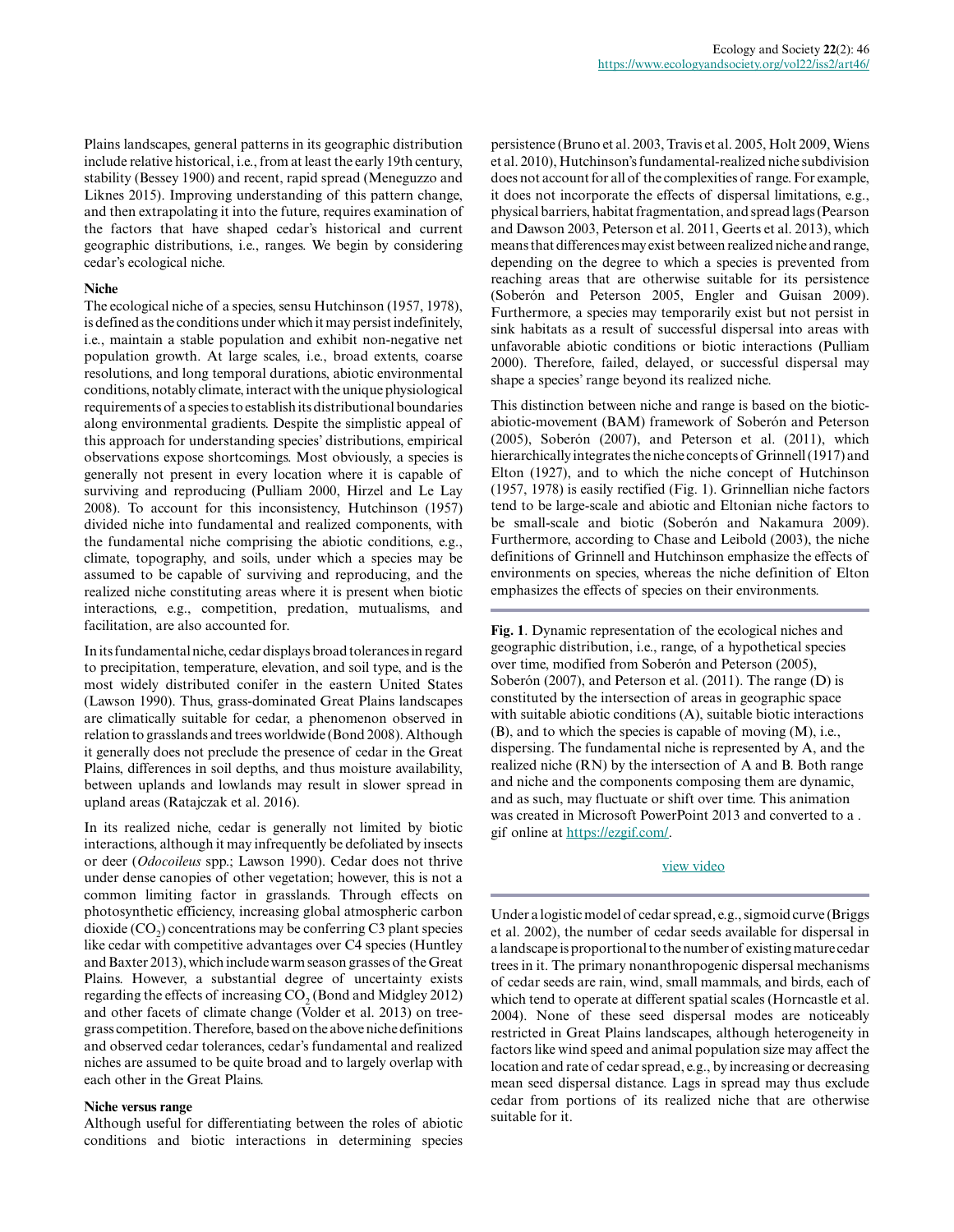Plains landscapes, general patterns in its geographic distribution include relative historical, i.e., from at least the early 19th century, stability (Bessey 1900) and recent, rapid spread (Meneguzzo and Liknes 2015). Improving understanding of this pattern change, and then extrapolating it into the future, requires examination of the factors that have shaped cedar's historical and current geographic distributions, i.e., ranges. We begin by considering cedar's ecological niche.

### Niche

The ecological niche of a species, sensu Hutchinson (1957, 1978), is defined as the conditions under which it may persist indefinitely, i.e., maintain a stable population and exhibit non-negative net population growth. At large scales, i.e., broad extents, coarse resolutions, and long temporal durations, abiotic environmental conditions, notably climate, interact with the unique physiological requirements of a species to establish its distributional boundaries along environmental gradients. Despite the simplistic appeal of this approach for understanding species' distributions, empirical observations expose shortcomings. Most obviously, a species is generally not present in every location where it is capable of surviving and reproducing (Pulliam 2000, Hirzel and Le Lay 2008). To account for this inconsistency, Hutchinson (1957) divided niche into fundamental and realized components, with the fundamental niche comprising the abiotic conditions, e.g., climate, topography, and soils, under which a species may be assumed to be capable of surviving and reproducing, and the realized niche constituting areas where it is present when biotic interactions, e.g., competition, predation, mutualisms, and facilitation, are also accounted for.

In its fundamental niche, cedar displays broad tolerances in regard to precipitation, temperature, elevation, and soil type, and is the most widely distributed conifer in the eastern United States (Lawson 1990). Thus, grass-dominated Great Plains landscapes are climatically suitable for cedar, a phenomenon observed in relation to grasslands and trees worldwide (Bond 2008). Although it generally does not preclude the presence of cedar in the Great Plains, differences in soil depths, and thus moisture availability, between uplands and lowlands may result in slower spread in upland areas (Ratajczak et al. 2016).

In its realized niche, cedar is generally not limited by biotic interactions, although it may infrequently be defoliated by insects or deer (*Odocoileus* spp.; Lawson 1990). Cedar does not thrive under dense canopies of other vegetation; however, this is not a common limiting factor in grasslands. Through effects on photosynthetic efficiency, increasing global atmospheric carbon dioxide ($CO_2$) concentrations may be conferring C3 plant species like cedar with competitive advantages over C4 species (Huntley and Baxter 2013), which include warm season grasses of the Great Plains. However, a substantial degree of uncertainty exists regarding the effects of increasing $CO_2$ (Bond and Midgley 2012) and other facets of climate change (Volder et al. 2013) on tree-grass competition. Therefore, based on the above niche definitions and observed cedar tolerances, cedar's fundamental and realized niches are assumed to be quite broad and to largely overlap with each other in the Great Plains.

### Niche versus range

Although useful for differentiating between the roles of abiotic conditions and biotic interactions in determining species persistence (Bruno et al. 2003, Travis et al. 2005, Holt 2009, Wiens et al. 2010), Hutchinson's fundamental-realized niche subdivision does not account for all of the complexities of range. For example, it does not incorporate the effects of dispersal limitations, e.g., physical barriers, habitat fragmentation, and spread lags (Pearson and Dawson 2003, Peterson et al. 2011, Geerts et al. 2013), which means that differences may exist between realized niche and range, depending on the degree to which a species is prevented from reaching areas that are otherwise suitable for its persistence (Soberón and Peterson 2005, Engler and Guisan 2009). Furthermore, a species may temporarily exist but not persist in sink habitats as a result of successful dispersal into areas with unfavorable abiotic conditions or biotic interactions (Pulliam 2000). Therefore, failed, delayed, or successful dispersal may shape a species' range beyond its realized niche.

This distinction between niche and range is based on the biotic-abiotic-movement (BAM) framework of Soberón and Peterson (2005), Soberón (2007), and Peterson et al. (2011), which hierarchically integrates the niche concepts of Grinnell (1917) and Elton (1927), and to which the niche concept of Hutchinson (1957, 1978) is easily rectified (Fig. 1). Grinnellian niche factors tend to be large-scale and abiotic and Eltonian niche factors to be small-scale and biotic (Soberón and Nakamura 2009). Furthermore, according to Chase and Leibold (2003), the niche definitions of Grinnell and Hutchinson emphasize the effects of environments on species, whereas the niche definition of Elton emphasizes the effects of species on their environments.

**Fig. 1**. Dynamic representation of the ecological niches and geographic distribution, i.e., range, of a hypothetical species over time, modified from Soberón and Peterson (2005), Soberón (2007), and Peterson et al. (2011). The range (D) is constituted by the intersection of areas in geographic space with suitable abiotic conditions (A), suitable biotic interactions (B), and to which the species is capable of moving (M), i.e., dispersing. The fundamental niche is represented by A, and the realized niche (RN) by the intersection of A and B. Both range and niche and the components composing them are dynamic, and as such, may fluctuate or shift over time. This animation was created in Microsoft PowerPoint 2013 and converted to a .gif online at https://ezgif.com/.

view video

Under a logistic model of cedar spread, e.g., sigmoid curve (Briggs et al. 2002), the number of cedar seeds available for dispersal in a landscape is proportional to the number of existing mature cedar trees in it. The primary nonanthropogenic dispersal mechanisms of cedar seeds are rain, wind, small mammals, and birds, each of which tend to operate at different spatial scales (Horncastle et al. 2004). None of these seed dispersal modes are noticeably restricted in Great Plains landscapes, although heterogeneity in factors like wind speed and animal population size may affect the location and rate of cedar spread, e.g., by increasing or decreasing mean seed dispersal distance. Lags in spread may thus exclude cedar from portions of its realized niche that are otherwise suitable for it.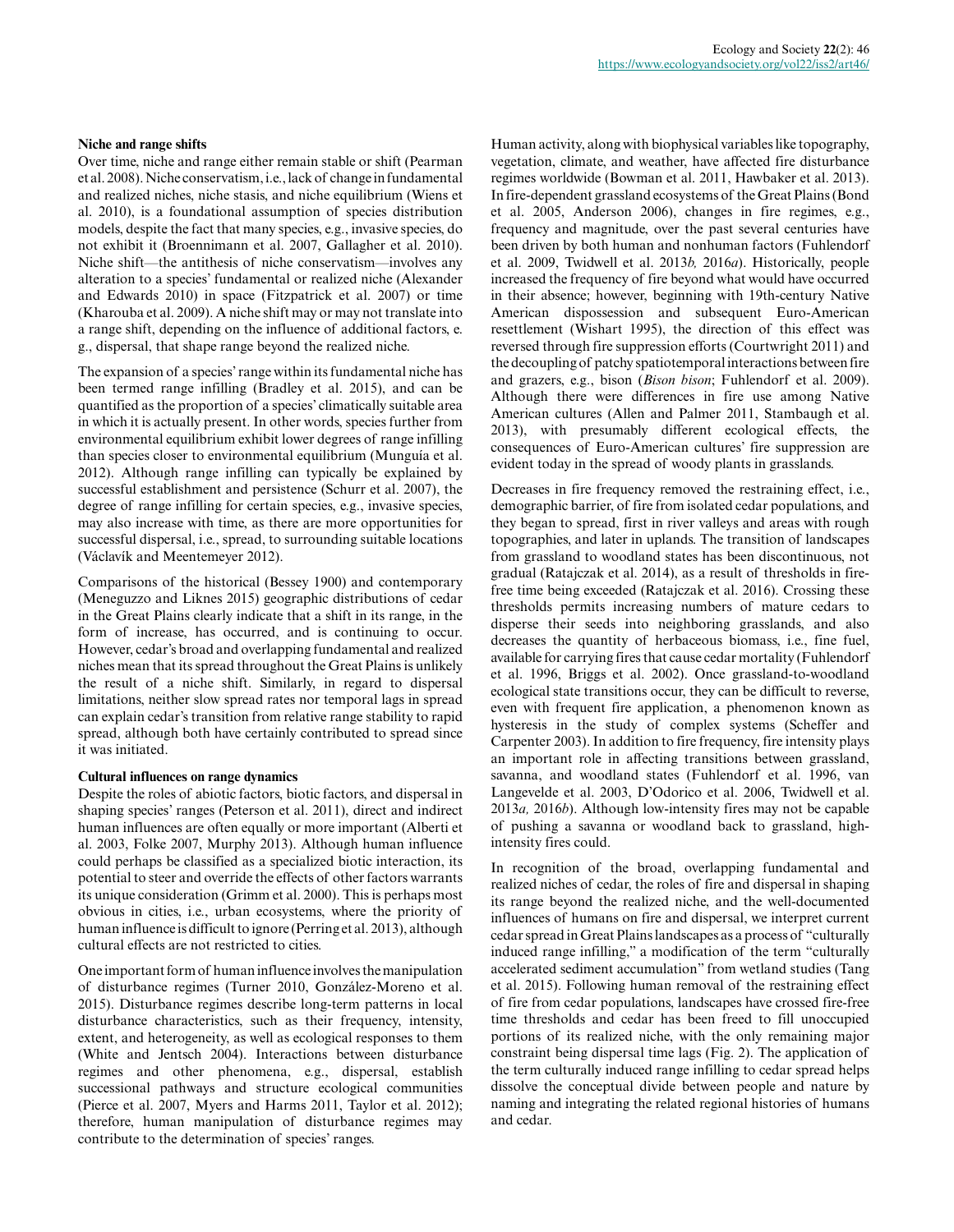### Niche and range shifts

Over time, niche and range either remain stable or shift (Pearman et al. 2008). Niche conservatism, i.e., lack of change in fundamental and realized niches, niche stasis, and niche equilibrium (Wiens et al. 2010), is a foundational assumption of species distribution models, despite the fact that many species, e.g., invasive species, do not exhibit it (Broennimann et al. 2007, Gallagher et al. 2010). Niche shift—the antithesis of niche conservatism—involves any alteration to a species' fundamental or realized niche (Alexander and Edwards 2010) in space (Fitzpatrick et al. 2007) or time (Kharouba et al. 2009). A niche shift may or may not translate into a range shift, depending on the influence of additional factors, e. g., dispersal, that shape range beyond the realized niche.

The expansion of a species' range within its fundamental niche has been termed range infilling (Bradley et al. 2015), and can be quantified as the proportion of a species' climatically suitable area in which it is actually present. In other words, species further from environmental equilibrium exhibit lower degrees of range infilling than species closer to environmental equilibrium (Munguía et al. 2012). Although range infilling can typically be explained by successful establishment and persistence (Schurr et al. 2007), the degree of range infilling for certain species, e.g., invasive species, may also increase with time, as there are more opportunities for successful dispersal, i.e., spread, to surrounding suitable locations (Václavík and Meentemeyer 2012).

Comparisons of the historical (Bessey 1900) and contemporary (Meneguzzo and Liknes 2015) geographic distributions of cedar in the Great Plains clearly indicate that a shift in its range, in the form of increase, has occurred, and is continuing to occur. However, cedar's broad and overlapping fundamental and realized niches mean that its spread throughout the Great Plains is unlikely the result of a niche shift. Similarly, in regard to dispersal limitations, neither slow spread rates nor temporal lags in spread can explain cedar's transition from relative range stability to rapid spread, although both have certainly contributed to spread since it was initiated.

### Cultural influences on range dynamics

Despite the roles of abiotic factors, biotic factors, and dispersal in shaping species' ranges (Peterson et al. 2011), direct and indirect human influences are often equally or more important (Alberti et al. 2003, Folke 2007, Murphy 2013). Although human influence could perhaps be classified as a specialized biotic interaction, its potential to steer and override the effects of other factors warrants its unique consideration (Grimm et al. 2000). This is perhaps most obvious in cities, i.e., urban ecosystems, where the priority of human influence is difficult to ignore (Perring et al. 2013), although cultural effects are not restricted to cities.

One important form of human influence involves the manipulation of disturbance regimes (Turner 2010, González-Moreno et al. 2015). Disturbance regimes describe long-term patterns in local disturbance characteristics, such as their frequency, intensity, extent, and heterogeneity, as well as ecological responses to them (White and Jentsch 2004). Interactions between disturbance regimes and other phenomena, e.g., dispersal, establish successional pathways and structure ecological communities (Pierce et al. 2007, Myers and Harms 2011, Taylor et al. 2012); therefore, human manipulation of disturbance regimes may contribute to the determination of species' ranges.

Human activity, along with biophysical variables like topography, vegetation, climate, and weather, have affected fire disturbance regimes worldwide (Bowman et al. 2011, Hawbaker et al. 2013). In fire-dependent grassland ecosystems of the Great Plains (Bond et al. 2005, Anderson 2006), changes in fire regimes, e.g., frequency and magnitude, over the past several centuries have been driven by both human and nonhuman factors (Fuhlendorf et al. 2009, Twidwell et al. 2013*b,* 2016*a*). Historically, people increased the frequency of fire beyond what would have occurred in their absence; however, beginning with 19th-century Native American dispossession and subsequent Euro-American resettlement (Wishart 1995), the direction of this effect was reversed through fire suppression efforts (Courtwright 2011) and the decoupling of patchy spatiotemporal interactions between fire and grazers, e.g., bison (*Bison bison*; Fuhlendorf et al. 2009). Although there were differences in fire use among Native American cultures (Allen and Palmer 2011, Stambaugh et al. 2013), with presumably different ecological effects, the consequences of Euro-American cultures' fire suppression are evident today in the spread of woody plants in grasslands.

Decreases in fire frequency removed the restraining effect, i.e., demographic barrier, of fire from isolated cedar populations, and they began to spread, first in river valleys and areas with rough topographies, and later in uplands. The transition of landscapes from grassland to woodland states has been discontinuous, not gradual (Ratajczak et al. 2014), as a result of thresholds in fire-free time being exceeded (Ratajczak et al. 2016). Crossing these thresholds permits increasing numbers of mature cedars to disperse their seeds into neighboring grasslands, and also decreases the quantity of herbaceous biomass, i.e., fine fuel, available for carrying fires that cause cedar mortality (Fuhlendorf et al. 1996, Briggs et al. 2002). Once grassland-to-woodland ecological state transitions occur, they can be difficult to reverse, even with frequent fire application, a phenomenon known as hysteresis in the study of complex systems (Scheffer and Carpenter 2003). In addition to fire frequency, fire intensity plays an important role in affecting transitions between grassland, savanna, and woodland states (Fuhlendorf et al. 1996, van Langevelde et al. 2003, D'Odorico et al. 2006, Twidwell et al. 2013*a,* 2016*b*). Although low-intensity fires may not be capable of pushing a savanna or woodland back to grassland, high-intensity fires could.

In recognition of the broad, overlapping fundamental and realized niches of cedar, the roles of fire and dispersal in shaping its range beyond the realized niche, and the well-documented influences of humans on fire and dispersal, we interpret current cedar spread in Great Plains landscapes as a process of "culturally induced range infilling," a modification of the term "culturally accelerated sediment accumulation" from wetland studies (Tang et al. 2015). Following human removal of the restraining effect of fire from cedar populations, landscapes have crossed fire-free time thresholds and cedar has been freed to fill unoccupied portions of its realized niche, with the only remaining major constraint being dispersal time lags (Fig. 2). The application of the term culturally induced range infilling to cedar spread helps dissolve the conceptual divide between people and nature by naming and integrating the related regional histories of humans and cedar.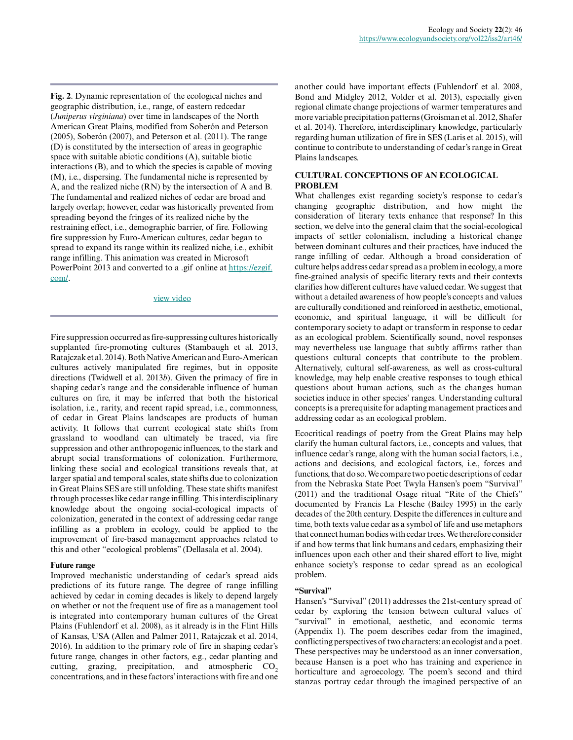**Fig. 2**. Dynamic representation of the ecological niches and geographic distribution, i.e., range, of eastern redcedar (*Juniperus virginiana*) over time in landscapes of the North American Great Plains, modified from Soberón and Peterson (2005), Soberón (2007), and Peterson et al. (2011). The range (D) is constituted by the intersection of areas in geographic space with suitable abiotic conditions (A), suitable biotic interactions (B), and to which the species is capable of moving (M), i.e., dispersing. The fundamental niche is represented by A, and the realized niche (RN) by the intersection of A and B. The fundamental and realized niches of cedar are broad and largely overlap; however, cedar was historically prevented from spreading beyond the fringes of its realized niche by the restraining effect, i.e., demographic barrier, of fire. Following fire suppression by Euro-American cultures, cedar began to spread to expand its range within its realized niche, i.e., exhibit range infilling. This animation was created in Microsoft PowerPoint 2013 and converted to a .gif online at https://ezgif.com/.

view video

Fire suppression occurred as fire-suppressing cultures historically supplanted fire-promoting cultures (Stambaugh et al. 2013, Ratajczak et al. 2014). Both Native American and Euro-American cultures actively manipulated fire regimes, but in opposite directions (Twidwell et al. 2013*b*). Given the primacy of fire in shaping cedar's range and the considerable influence of human cultures on fire, it may be inferred that both the historical isolation, i.e., rarity, and recent rapid spread, i.e., commonness, of cedar in Great Plains landscapes are products of human activity. It follows that current ecological state shifts from grassland to woodland can ultimately be traced, via fire suppression and other anthropogenic influences, to the stark and abrupt social transformations of colonization. Furthermore, linking these social and ecological transitions reveals that, at larger spatial and temporal scales, state shifts due to colonization in Great Plains SES are still unfolding. These state shifts manifest through processes like cedar range infilling. This interdisciplinary knowledge about the ongoing social-ecological impacts of colonization, generated in the context of addressing cedar range infilling as a problem in ecology, could be applied to the improvement of fire-based management approaches related to this and other "ecological problems" (Dellasala et al. 2004).

### Future range

Improved mechanistic understanding of cedar's spread aids predictions of its future range. The degree of range infilling achieved by cedar in coming decades is likely to depend largely on whether or not the frequent use of fire as a management tool is integrated into contemporary human cultures of the Great Plains (Fuhlendorf et al. 2008), as it already is in the Flint Hills of Kansas, USA (Allen and Palmer 2011, Ratajczak et al. 2014, 2016). In addition to the primary role of fire in shaping cedar's future range, changes in other factors, e.g., cedar planting and cutting, grazing, precipitation, and atmospheric $CO_2$ concentrations, and in these factors' interactions with fire and one another could have important effects (Fuhlendorf et al. 2008, Bond and Midgley 2012, Volder et al. 2013), especially given regional climate change projections of warmer temperatures and more variable precipitation patterns (Groisman et al. 2012, Shafer et al. 2014). Therefore, interdisciplinary knowledge, particularly regarding human utilization of fire in SES (Laris et al. 2015), will continue to contribute to understanding of cedar's range in Great Plains landscapes.

## CULTURAL CONCEPTIONS OF AN ECOLOGICAL PROBLEM

What challenges exist regarding society's response to cedar's changing geographic distribution, and how might the consideration of literary texts enhance that response? In this section, we delve into the general claim that the social-ecological impacts of settler colonialism, including a historical change between dominant cultures and their practices, have induced the range infilling of cedar. Although a broad consideration of culture helps address cedar spread as a problem in ecology, a more fine-grained analysis of specific literary texts and their contexts clarifies how different cultures have valued cedar. We suggest that without a detailed awareness of how people's concepts and values are culturally conditioned and reinforced in aesthetic, emotional, economic, and spiritual language, it will be difficult for contemporary society to adapt or transform in response to cedar as an ecological problem. Scientifically sound, novel responses may nevertheless use language that subtly affirms rather than questions cultural concepts that contribute to the problem. Alternatively, cultural self-awareness, as well as cross-cultural knowledge, may help enable creative responses to tough ethical questions about human actions, such as the changes human societies induce in other species' ranges. Understanding cultural concepts is a prerequisite for adapting management practices and addressing cedar as an ecological problem.

Ecocritical readings of poetry from the Great Plains may help clarify the human cultural factors, i.e., concepts and values, that influence cedar's range, along with the human social factors, i.e., actions and decisions, and ecological factors, i.e., forces and functions, that do so. We compare two poetic descriptions of cedar from the Nebraska State Poet Twyla Hansen's poem "Survival" (2011) and the traditional Osage ritual "Rite of the Chiefs" documented by Francis La Flesche (Bailey 1995) in the early decades of the 20th century. Despite the differences in culture and time, both texts value cedar as a symbol of life and use metaphors that connect human bodies with cedar trees. We therefore consider if and how terms that link humans and cedars, emphasizing their influences upon each other and their shared effort to live, might enhance society's response to cedar spread as an ecological problem.

### "Survival"

Hansen's "Survival" (2011) addresses the 21st-century spread of cedar by exploring the tension between cultural values of "survival" in emotional, aesthetic, and economic terms (Appendix 1). The poem describes cedar from the imagined, conflicting perspectives of two characters: an ecologist and a poet. These perspectives may be understood as an inner conversation, because Hansen is a poet who has training and experience in horticulture and agroecology. The poem's second and third stanzas portray cedar through the imagined perspective of an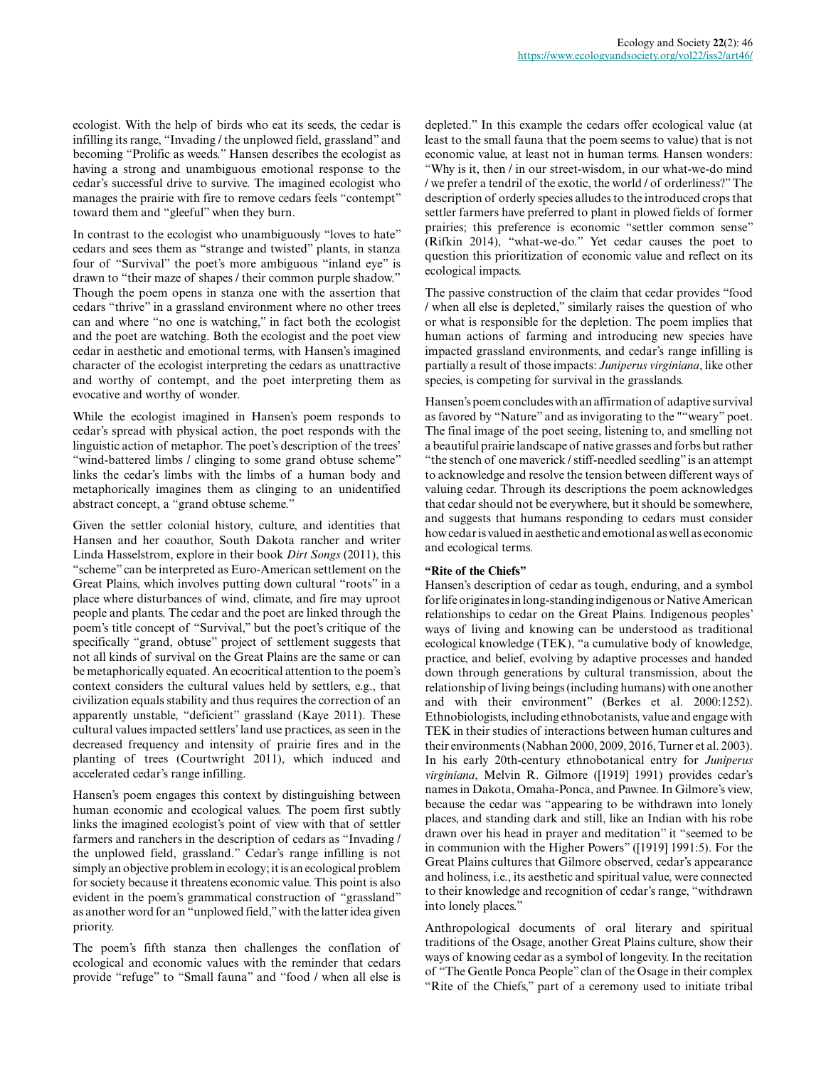ecologist. With the help of birds who eat its seeds, the cedar is infilling its range, "Invading / the unplowed field, grassland" and becoming "Prolific as weeds." Hansen describes the ecologist as having a strong and unambiguous emotional response to the cedar's successful drive to survive. The imagined ecologist who manages the prairie with fire to remove cedars feels "contempt" toward them and "gleeful" when they burn.

In contrast to the ecologist who unambiguously "loves to hate" cedars and sees them as "strange and twisted" plants, in stanza four of "Survival" the poet's more ambiguous "inland eye" is drawn to "their maze of shapes / their common purple shadow." Though the poem opens in stanza one with the assertion that cedars "thrive" in a grassland environment where no other trees can and where "no one is watching," in fact both the ecologist and the poet are watching. Both the ecologist and the poet view cedar in aesthetic and emotional terms, with Hansen's imagined character of the ecologist interpreting the cedars as unattractive and worthy of contempt, and the poet interpreting them as evocative and worthy of wonder.

While the ecologist imagined in Hansen's poem responds to cedar's spread with physical action, the poet responds with the linguistic action of metaphor. The poet's description of the trees' "wind-battered limbs / clinging to some grand obtuse scheme" links the cedar's limbs with the limbs of a human body and metaphorically imagines them as clinging to an unidentified abstract concept, a "grand obtuse scheme."

Given the settler colonial history, culture, and identities that Hansen and her coauthor, South Dakota rancher and writer Linda Hasselstrom, explore in their book *Dirt Songs* (2011), this "scheme" can be interpreted as Euro-American settlement on the Great Plains, which involves putting down cultural "roots" in a place where disturbances of wind, climate, and fire may uproot people and plants. The cedar and the poet are linked through the poem's title concept of "Survival," but the poet's critique of the specifically "grand, obtuse" project of settlement suggests that not all kinds of survival on the Great Plains are the same or can be metaphorically equated. An ecocritical attention to the poem's context considers the cultural values held by settlers, e.g., that civilization equals stability and thus requires the correction of an apparently unstable, "deficient" grassland (Kaye 2011). These cultural values impacted settlers' land use practices, as seen in the decreased frequency and intensity of prairie fires and in the planting of trees (Courtwright 2011), which induced and accelerated cedar's range infilling.

Hansen's poem engages this context by distinguishing between human economic and ecological values. The poem first subtly links the imagined ecologist's point of view with that of settler farmers and ranchers in the description of cedars as "Invading / the unplowed field, grassland." Cedar's range infilling is not simply an objective problem in ecology; it is an ecological problem for society because it threatens economic value. This point is also evident in the poem's grammatical construction of "grassland" as another word for an "unplowed field," with the latter idea given priority.

The poem's fifth stanza then challenges the conflation of ecological and economic values with the reminder that cedars provide "refuge" to "Small fauna" and "food / when all else is depleted." In this example the cedars offer ecological value (at least to the small fauna that the poem seems to value) that is not economic value, at least not in human terms. Hansen wonders: "Why is it, then / in our street-wisdom, in our what-we-do mind / we prefer a tendril of the exotic, the world / of orderliness?" The description of orderly species alludes to the introduced crops that settler farmers have preferred to plant in plowed fields of former prairies; this preference is economic "settler common sense" (Rifkin 2014), "what-we-do." Yet cedar causes the poet to question this prioritization of economic value and reflect on its ecological impacts.

The passive construction of the claim that cedar provides "food / when all else is depleted," similarly raises the question of who or what is responsible for the depletion. The poem implies that human actions of farming and introducing new species have impacted grassland environments, and cedar's range infilling is partially a result of those impacts: *Juniperus virginiana*, like other species, is competing for survival in the grasslands.

Hansen's poem concludes with an affirmation of adaptive survival as favored by "Nature" and as invigorating to the ""weary" poet. The final image of the poet seeing, listening to, and smelling not a beautiful prairie landscape of native grasses and forbs but rather "the stench of one maverick / stiff-needled seedling" is an attempt to acknowledge and resolve the tension between different ways of valuing cedar. Through its descriptions the poem acknowledges that cedar should not be everywhere, but it should be somewhere, and suggests that humans responding to cedars must consider how cedar is valued in aesthetic and emotional as well as economic and ecological terms.

### "Rite of the Chiefs"

Hansen's description of cedar as tough, enduring, and a symbol for life originates in long-standing indigenous or Native American relationships to cedar on the Great Plains. Indigenous peoples' ways of living and knowing can be understood as traditional ecological knowledge (TEK), "a cumulative body of knowledge, practice, and belief, evolving by adaptive processes and handed down through generations by cultural transmission, about the relationship of living beings (including humans) with one another and with their environment" (Berkes et al. 2000:1252). Ethnobiologists, including ethnobotanists, value and engage with TEK in their studies of interactions between human cultures and their environments (Nabhan 2000, 2009, 2016, Turner et al. 2003). In his early 20th-century ethnobotanical entry for *Juniperus virginiana*, Melvin R. Gilmore ([1919] 1991) provides cedar's names in Dakota, Omaha-Ponca, and Pawnee. In Gilmore's view, because the cedar was "appearing to be withdrawn into lonely places, and standing dark and still, like an Indian with his robe drawn over his head in prayer and meditation" it "seemed to be in communion with the Higher Powers" ([1919] 1991:5). For the Great Plains cultures that Gilmore observed, cedar's appearance and holiness, i.e., its aesthetic and spiritual value, were connected to their knowledge and recognition of cedar's range, "withdrawn into lonely places."

Anthropological documents of oral literary and spiritual traditions of the Osage, another Great Plains culture, show their ways of knowing cedar as a symbol of longevity. In the recitation of "The Gentle Ponca People" clan of the Osage in their complex "Rite of the Chiefs," part of a ceremony used to initiate tribal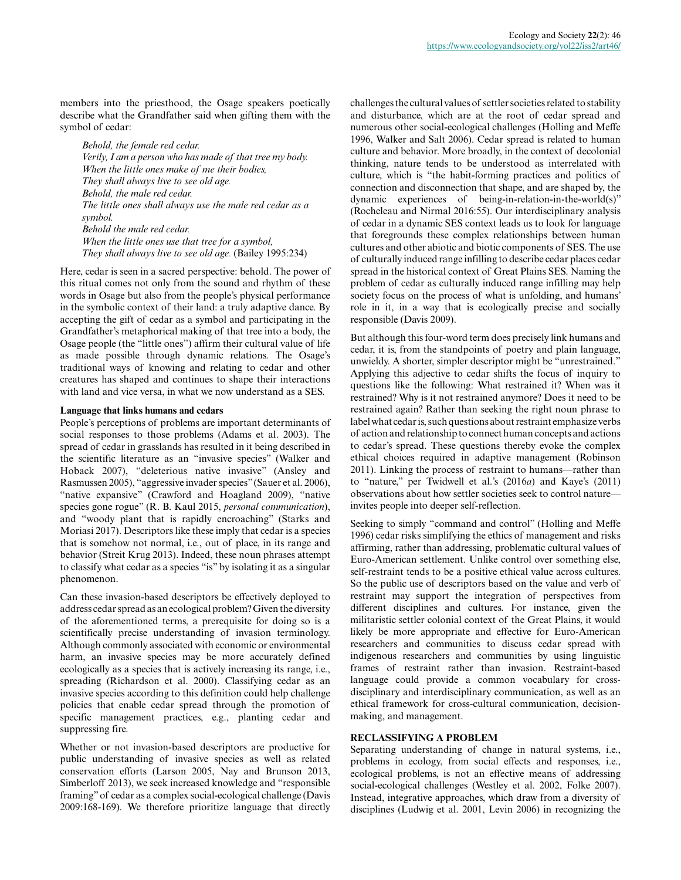members into the priesthood, the Osage speakers poetically describe what the Grandfather said when gifting them with the symbol of cedar:

> *Behold, the female red cedar.*
> *Verily, I am a person who has made of that tree my body.*
> *When the little ones make of me their bodies,*
> *They shall always live to see old age.*
> *Behold, the male red cedar.*
> *The little ones shall always use the male red cedar as a symbol.*
> *Behold the male red cedar.*
> *When the little ones use that tree for a symbol,*
> *They shall always live to see old age.* (Bailey 1995:234)

Here, cedar is seen in a sacred perspective: behold. The power of this ritual comes not only from the sound and rhythm of these words in Osage but also from the people's physical performance in the symbolic context of their land: a truly adaptive dance. By accepting the gift of cedar as a symbol and participating in the Grandfather's metaphorical making of that tree into a body, the Osage people (the "little ones") affirm their cultural value of life as made possible through dynamic relations. The Osage's traditional ways of knowing and relating to cedar and other creatures has shaped and continues to shape their interactions with land and vice versa, in what we now understand as a SES.

### Language that links humans and cedars

People's perceptions of problems are important determinants of social responses to those problems (Adams et al. 2003). The spread of cedar in grasslands has resulted in it being described in the scientific literature as an "invasive species" (Walker and Hoback 2007), "deleterious native invasive" (Ansley and Rasmussen 2005), "aggressive invader species" (Sauer et al. 2006), "native expansive" (Crawford and Hoagland 2009), "native species gone rogue" (R. B. Kaul 2015, *personal communication*), and "woody plant that is rapidly encroaching" (Starks and Moriasi 2017). Descriptors like these imply that cedar is a species that is somehow not normal, i.e., out of place, in its range and behavior (Streit Krug 2013). Indeed, these noun phrases attempt to classify what cedar as a species "is" by isolating it as a singular phenomenon.

Can these invasion-based descriptors be effectively deployed to address cedar spread as an ecological problem? Given the diversity of the aforementioned terms, a prerequisite for doing so is a scientifically precise understanding of invasion terminology. Although commonly associated with economic or environmental harm, an invasive species may be more accurately defined ecologically as a species that is actively increasing its range, i.e., spreading (Richardson et al. 2000). Classifying cedar as an invasive species according to this definition could help challenge policies that enable cedar spread through the promotion of specific management practices, e.g., planting cedar and suppressing fire.

Whether or not invasion-based descriptors are productive for public understanding of invasive species as well as related conservation efforts (Larson 2005, Nay and Brunson 2013, Simberloff 2013), we seek increased knowledge and "responsible framing" of cedar as a complex social-ecological challenge (Davis 2009:168-169). We therefore prioritize language that directly challenges the cultural values of settler societies related to stability and disturbance, which are at the root of cedar spread and numerous other social-ecological challenges (Holling and Meffe 1996, Walker and Salt 2006). Cedar spread is related to human culture and behavior. More broadly, in the context of decolonial thinking, nature tends to be understood as interrelated with culture, which is "the habit-forming practices and politics of connection and disconnection that shape, and are shaped by, the dynamic experiences of being-in-relation-in-the-world(s)" (Rocheleau and Nirmal 2016:55). Our interdisciplinary analysis of cedar in a dynamic SES context leads us to look for language that foregrounds these complex relationships between human cultures and other abiotic and biotic components of SES. The use of culturally induced range infilling to describe cedar places cedar spread in the historical context of Great Plains SES. Naming the problem of cedar as culturally induced range infilling may help society focus on the process of what is unfolding, and humans' role in it, in a way that is ecologically precise and socially responsible (Davis 2009).

But although this four-word term does precisely link humans and cedar, it is, from the standpoints of poetry and plain language, unwieldy. A shorter, simpler descriptor might be "unrestrained." Applying this adjective to cedar shifts the focus of inquiry to questions like the following: What restrained it? When was it restrained? Why is it not restrained anymore? Does it need to be restrained again? Rather than seeking the right noun phrase to label what cedar is, such questions about restraint emphasize verbs of action and relationship to connect human concepts and actions to cedar's spread. These questions thereby evoke the complex ethical choices required in adaptive management (Robinson 2011). Linking the process of restraint to humans—rather than to "nature," per Twidwell et al.'s (2016*a*) and Kaye's (2011) observations about how settler societies seek to control nature—invites people into deeper self-reflection.

Seeking to simply "command and control" (Holling and Meffe 1996) cedar risks simplifying the ethics of management and risks affirming, rather than addressing, problematic cultural values of Euro-American settlement. Unlike control over something else, self-restraint tends to be a positive ethical value across cultures. So the public use of descriptors based on the value and verb of restraint may support the integration of perspectives from different disciplines and cultures. For instance, given the militaristic settler colonial context of the Great Plains, it would likely be more appropriate and effective for Euro-American researchers and communities to discuss cedar spread with indigenous researchers and communities by using linguistic frames of restraint rather than invasion. Restraint-based language could provide a common vocabulary for cross-disciplinary and interdisciplinary communication, as well as an ethical framework for cross-cultural communication, decision-making, and management.

## RECLASSIFYING A PROBLEM

Separating understanding of change in natural systems, i.e., problems in ecology, from social effects and responses, i.e., ecological problems, is not an effective means of addressing social-ecological challenges (Westley et al. 2002, Folke 2007). Instead, integrative approaches, which draw from a diversity of disciplines (Ludwig et al. 2001, Levin 2006) in recognizing the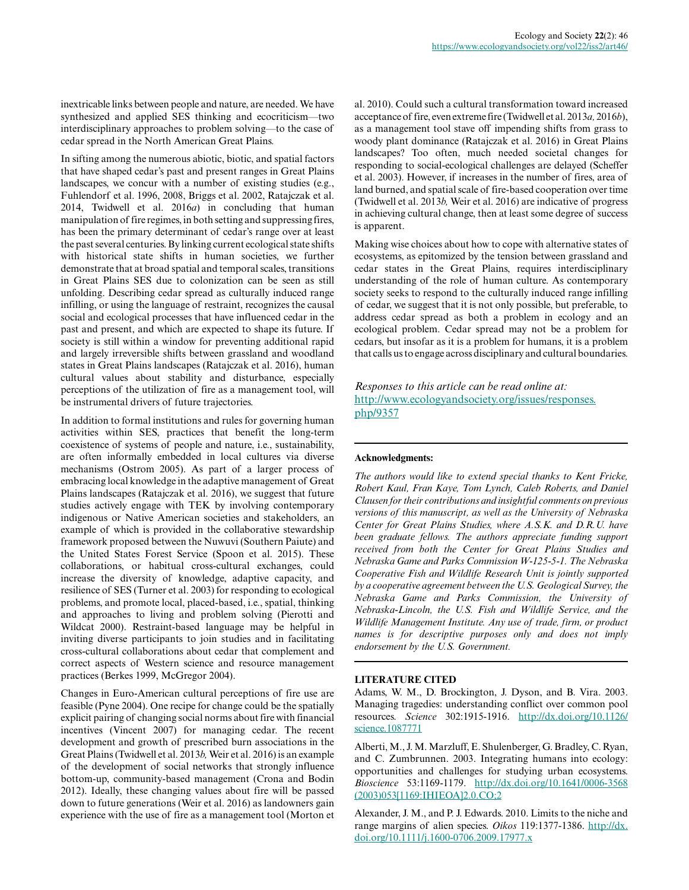inextricable links between people and nature, are needed. We have synthesized and applied SES thinking and ecocriticism—two interdisciplinary approaches to problem solving—to the case of cedar spread in the North American Great Plains.

In sifting among the numerous abiotic, biotic, and spatial factors that have shaped cedar's past and present ranges in Great Plains landscapes, we concur with a number of existing studies (e.g., Fuhlendorf et al. 1996, 2008, Briggs et al. 2002, Ratajczak et al. 2014, Twidwell et al. 2016*a*) in concluding that human manipulation of fire regimes, in both setting and suppressing fires, has been the primary determinant of cedar's range over at least the past several centuries. By linking current ecological state shifts with historical state shifts in human societies, we further demonstrate that at broad spatial and temporal scales, transitions in Great Plains SES due to colonization can be seen as still unfolding. Describing cedar spread as culturally induced range infilling, or using the language of restraint, recognizes the causal social and ecological processes that have influenced cedar in the past and present, and which are expected to shape its future. If society is still within a window for preventing additional rapid and largely irreversible shifts between grassland and woodland states in Great Plains landscapes (Ratajczak et al. 2016), human cultural values about stability and disturbance, especially perceptions of the utilization of fire as a management tool, will be instrumental drivers of future trajectories.

In addition to formal institutions and rules for governing human activities within SES, practices that benefit the long-term coexistence of systems of people and nature, i.e., sustainability, are often informally embedded in local cultures via diverse mechanisms (Ostrom 2005). As part of a larger process of embracing local knowledge in the adaptive management of Great Plains landscapes (Ratajczak et al. 2016), we suggest that future studies actively engage with TEK by involving contemporary indigenous or Native American societies and stakeholders, an example of which is provided in the collaborative stewardship framework proposed between the Nuwuvi (Southern Paiute) and the United States Forest Service (Spoon et al. 2015). These collaborations, or habitual cross-cultural exchanges, could increase the diversity of knowledge, adaptive capacity, and resilience of SES (Turner et al. 2003) for responding to ecological problems, and promote local, placed-based, i.e., spatial, thinking and approaches to living and problem solving (Pierotti and Wildcat 2000). Restraint-based language may be helpful in inviting diverse participants to join studies and in facilitating cross-cultural collaborations about cedar that complement and correct aspects of Western science and resource management practices (Berkes 1999, McGregor 2004).

Changes in Euro-American cultural perceptions of fire use are feasible (Pyne 2004). One recipe for change could be the spatially explicit pairing of changing social norms about fire with financial incentives (Vincent 2007) for managing cedar. The recent development and growth of prescribed burn associations in the Great Plains (Twidwell et al. 2013*b,* Weir et al. 2016) is an example of the development of social networks that strongly influence bottom-up, community-based management (Crona and Bodin 2012). Ideally, these changing values about fire will be passed down to future generations (Weir et al. 2016) as landowners gain experience with the use of fire as a management tool (Morton et al. 2010). Could such a cultural transformation toward increased acceptance of fire, even extreme fire (Twidwell et al. 2013*a,* 2016*b*), as a management tool stave off impending shifts from grass to woody plant dominance (Ratajczak et al. 2016) in Great Plains landscapes? Too often, much needed societal changes for responding to social-ecological challenges are delayed (Scheffer et al. 2003). However, if increases in the number of fires, area of land burned, and spatial scale of fire-based cooperation over time (Twidwell et al. 2013*b,* Weir et al. 2016) are indicative of progress in achieving cultural change, then at least some degree of success is apparent.

Making wise choices about how to cope with alternative states of ecosystems, as epitomized by the tension between grassland and cedar states in the Great Plains, requires interdisciplinary understanding of the role of human culture. As contemporary society seeks to respond to the culturally induced range infilling of cedar, we suggest that it is not only possible, but preferable, to address cedar spread as both a problem in ecology and an ecological problem. Cedar spread may not be a problem for cedars, but insofar as it is a problem for humans, it is a problem that calls us to engage across disciplinary and cultural boundaries.

*Responses to this article can be read online at:* http://www.ecologyandsociety.org/issues/responses.php/9357

**Acknowledgments:**

*The authors would like to extend special thanks to Kent Fricke, Robert Kaul, Fran Kaye, Tom Lynch, Caleb Roberts, and Daniel Clausen for their contributions and insightful comments on previous versions of this manuscript, as well as the University of Nebraska Center for Great Plains Studies, where A.S.K. and D.R.U. have been graduate fellows. The authors appreciate funding support received from both the Center for Great Plains Studies and Nebraska Game and Parks Commission W-125-5-1. The Nebraska Cooperative Fish and Wildlife Research Unit is jointly supported by a cooperative agreement between the U.S. Geological Survey, the Nebraska Game and Parks Commission, the University of Nebraska-Lincoln, the U.S. Fish and Wildlife Service, and the Wildlife Management Institute. Any use of trade, firm, or product names is for descriptive purposes only and does not imply endorsement by the U.S. Government.*

**LITERATURE CITED**

Adams, W. M., D. Brockington, J. Dyson, and B. Vira. 2003. Managing tragedies: understanding conflict over common pool resources. *Science* 302:1915-1916. http://dx.doi.org/10.1126/science.1087771

Alberti, M., J. M. Marzluff, E. Shulenberger, G. Bradley, C. Ryan, and C. Zumbrunnen. 2003. Integrating humans into ecology: opportunities and challenges for studying urban ecosystems. *Bioscience* 53:1169-1179. http://dx.doi.org/10.1641/0006-3568(2003)053[1169:IHIEOA]2.0.CO;2

Alexander, J. M., and P. J. Edwards. 2010. Limits to the niche and range margins of alien species. *Oikos* 119:1377-1386. http://dx.doi.org/10.1111/j.1600-0706.2009.17977.x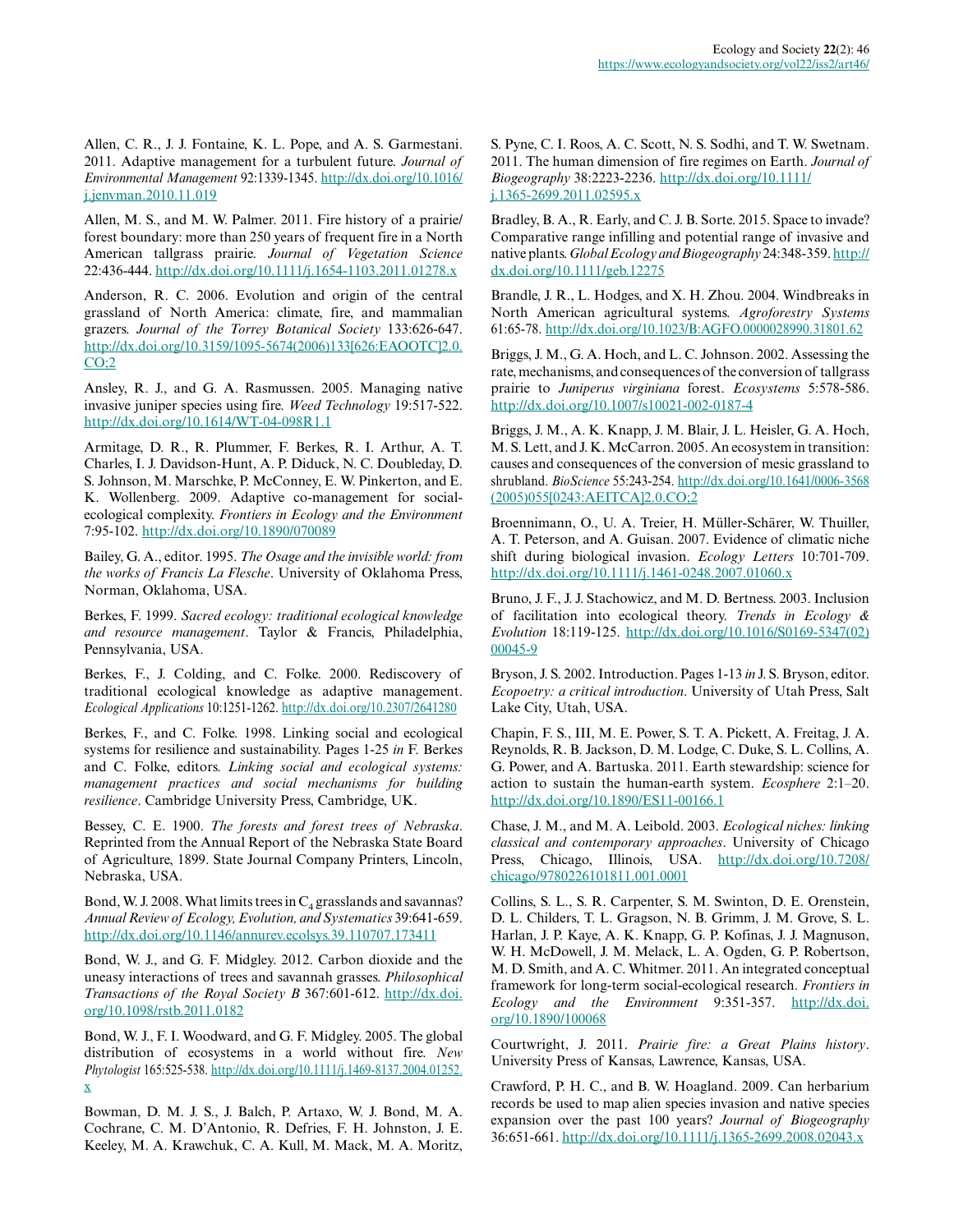Allen, C. R., J. J. Fontaine, K. L. Pope, and A. S. Garmestani. 2011. Adaptive management for a turbulent future. *Journal of Environmental Management* 92:1339-1345. http://dx.doi.org/10.1016/j.jenvman.2010.11.019

Allen, M. S., and M. W. Palmer. 2011. Fire history of a prairie/forest boundary: more than 250 years of frequent fire in a North American tallgrass prairie. *Journal of Vegetation Science* 22:436-444. http://dx.doi.org/10.1111/j.1654-1103.2011.01278.x

Anderson, R. C. 2006. Evolution and origin of the central grassland of North America: climate, fire, and mammalian grazers. *Journal of the Torrey Botanical Society* 133:626-647. http://dx.doi.org/10.3159/1095-5674(2006)133[626:EAOOTC]2.0.CO;2

Ansley, R. J., and G. A. Rasmussen. 2005. Managing native invasive juniper species using fire. *Weed Technology* 19:517-522. http://dx.doi.org/10.1614/WT-04-098R1.1

Armitage, D. R., R. Plummer, F. Berkes, R. I. Arthur, A. T. Charles, I. J. Davidson-Hunt, A. P. Diduck, N. C. Doubleday, D. S. Johnson, M. Marschke, P. McConney, E. W. Pinkerton, and E. K. Wollenberg. 2009. Adaptive co-management for social-ecological complexity. *Frontiers in Ecology and the Environment* 7:95-102. http://dx.doi.org/10.1890/070089

Bailey, G. A., editor. 1995. *The Osage and the invisible world: from the works of Francis La Flesche*. University of Oklahoma Press, Norman, Oklahoma, USA.

Berkes, F. 1999. *Sacred ecology: traditional ecological knowledge and resource management*. Taylor & Francis, Philadelphia, Pennsylvania, USA.

Berkes, F., J. Colding, and C. Folke. 2000. Rediscovery of traditional ecological knowledge as adaptive management. *Ecological Applications* 10:1251-1262. http://dx.doi.org/10.2307/2641280

Berkes, F., and C. Folke. 1998. Linking social and ecological systems for resilience and sustainability. Pages 1-25 *in* F. Berkes and C. Folke, editors. *Linking social and ecological systems: management practices and social mechanisms for building resilience*. Cambridge University Press, Cambridge, UK.

Bessey, C. E. 1900. *The forests and forest trees of Nebraska*. Reprinted from the Annual Report of the Nebraska State Board of Agriculture, 1899. State Journal Company Printers, Lincoln, Nebraska, USA.

Bond, W. J. 2008. What limits trees in $C_4$ grasslands and savannas? *Annual Review of Ecology, Evolution, and Systematics* 39:641-659. http://dx.doi.org/10.1146/annurev.ecolsys.39.110707.173411

Bond, W. J., and G. F. Midgley. 2012. Carbon dioxide and the uneasy interactions of trees and savannah grasses. *Philosophical Transactions of the Royal Society B* 367:601-612. http://dx.doi.org/10.1098/rstb.2011.0182

Bond, W. J., F. I. Woodward, and G. F. Midgley. 2005. The global distribution of ecosystems in a world without fire. *New Phytologist* 165:525-538. http://dx.doi.org/10.1111/j.1469-8137.2004.01252.x

Bowman, D. M. J. S., J. Balch, P. Artaxo, W. J. Bond, M. A. Cochrane, C. M. D'Antonio, R. Defries, F. H. Johnston, J. E. Keeley, M. A. Krawchuk, C. A. Kull, M. Mack, M. A. Moritz, S. Pyne, C. I. Roos, A. C. Scott, N. S. Sodhi, and T. W. Swetnam. 2011. The human dimension of fire regimes on Earth. *Journal of Biogeography* 38:2223-2236. http://dx.doi.org/10.1111/j.1365-2699.2011.02595.x

Bradley, B. A., R. Early, and C. J. B. Sorte. 2015. Space to invade? Comparative range infilling and potential range of invasive and native plants. *Global Ecology and Biogeography* 24:348-359. http://dx.doi.org/10.1111/geb.12275

Brandle, J. R., L. Hodges, and X. H. Zhou. 2004. Windbreaks in North American agricultural systems. *Agroforestry Systems* 61:65-78. http://dx.doi.org/10.1023/B:AGFO.0000028990.31801.62

Briggs, J. M., G. A. Hoch, and L. C. Johnson. 2002. Assessing the rate, mechanisms, and consequences of the conversion of tallgrass prairie to *Juniperus virginiana* forest. *Ecosystems* 5:578-586. http://dx.doi.org/10.1007/s10021-002-0187-4

Briggs, J. M., A. K. Knapp, J. M. Blair, J. L. Heisler, G. A. Hoch, M. S. Lett, and J. K. McCarron. 2005. An ecosystem in transition: causes and consequences of the conversion of mesic grassland to shrubland. *BioScience* 55:243-254. http://dx.doi.org/10.1641/0006-3568(2005)055[0243:AEITCA]2.0.CO;2

Broennimann, O., U. A. Treier, H. Müller-Schärer, W. Thuiller, A. T. Peterson, and A. Guisan. 2007. Evidence of climatic niche shift during biological invasion. *Ecology Letters* 10:701-709. http://dx.doi.org/10.1111/j.1461-0248.2007.01060.x

Bruno, J. F., J. J. Stachowicz, and M. D. Bertness. 2003. Inclusion of facilitation into ecological theory. *Trends in Ecology & Evolution* 18:119-125. http://dx.doi.org/10.1016/S0169-5347(02)00045-9

Bryson, J. S. 2002. Introduction. Pages 1-13 *in* J. S. Bryson, editor. *Ecopoetry: a critical introduction*. University of Utah Press, Salt Lake City, Utah, USA.

Chapin, F. S., III, M. E. Power, S. T. A. Pickett, A. Freitag, J. A. Reynolds, R. B. Jackson, D. M. Lodge, C. Duke, S. L. Collins, A. G. Power, and A. Bartuska. 2011. Earth stewardship: science for action to sustain the human-earth system. *Ecosphere* 2:1–20. http://dx.doi.org/10.1890/ES11-00166.1

Chase, J. M., and M. A. Leibold. 2003. *Ecological niches: linking classical and contemporary approaches*. University of Chicago Press, Chicago, Illinois, USA. http://dx.doi.org/10.7208/chicago/9780226101811.001.0001

Collins, S. L., S. R. Carpenter, S. M. Swinton, D. E. Orenstein, D. L. Childers, T. L. Gragson, N. B. Grimm, J. M. Grove, S. L. Harlan, J. P. Kaye, A. K. Knapp, G. P. Kofinas, J. J. Magnuson, W. H. McDowell, J. M. Melack, L. A. Ogden, G. P. Robertson, M. D. Smith, and A. C. Whitmer. 2011. An integrated conceptual framework for long-term social-ecological research. *Frontiers in Ecology and the Environment* 9:351-357. http://dx.doi.org/10.1890/100068

Courtwright, J. 2011. *Prairie fire: a Great Plains history*. University Press of Kansas, Lawrence, Kansas, USA.

Crawford, P. H. C., and B. W. Hoagland. 2009. Can herbarium records be used to map alien species invasion and native species expansion over the past 100 years? *Journal of Biogeography* 36:651-661. http://dx.doi.org/10.1111/j.1365-2699.2008.02043.x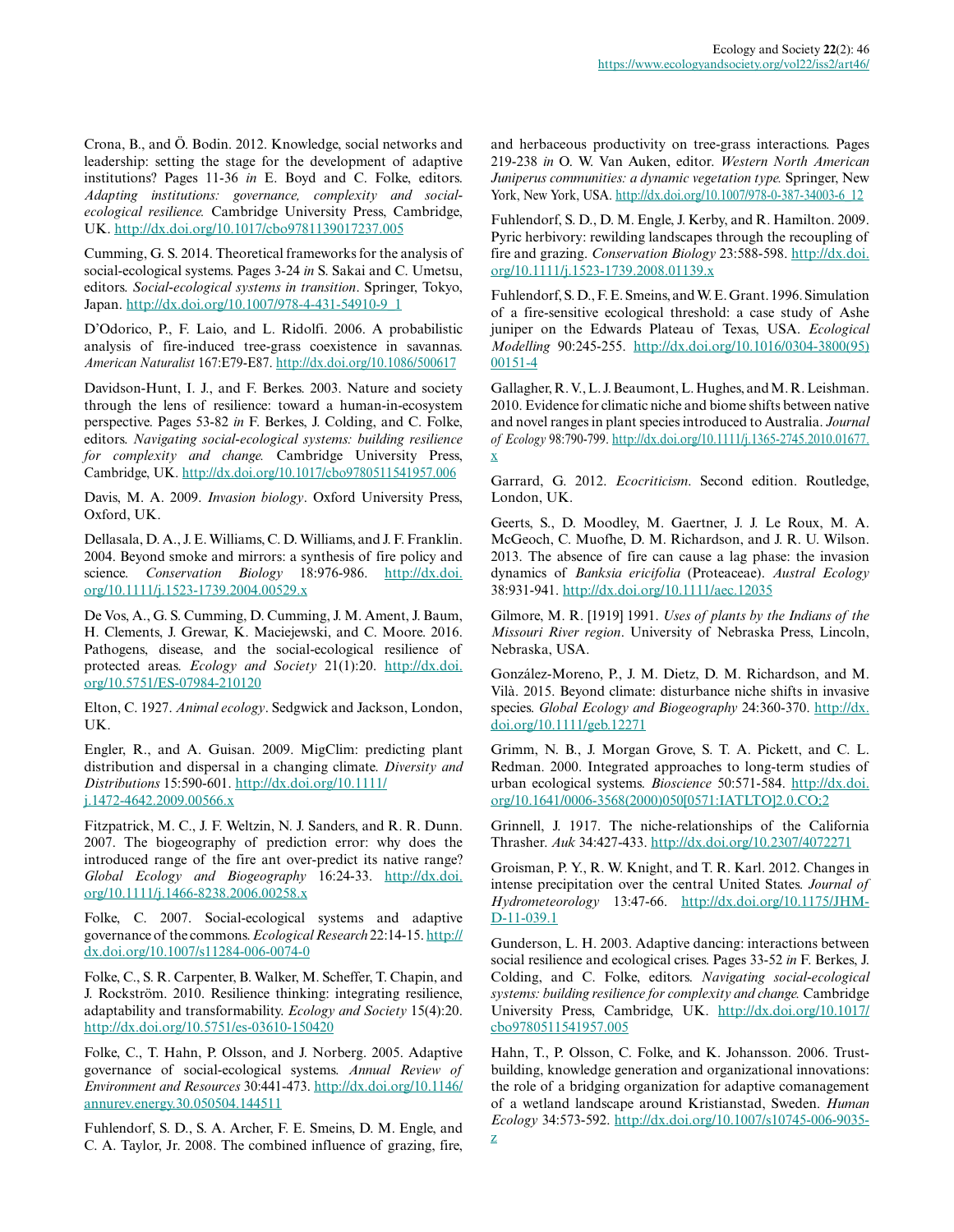Crona, B., and Ö. Bodin. 2012. Knowledge, social networks and leadership: setting the stage for the development of adaptive institutions? Pages 11-36 *in* E. Boyd and C. Folke, editors. *Adapting institutions: governance, complexity and social-ecological resilience.* Cambridge University Press, Cambridge, UK. http://dx.doi.org/10.1017/cbo9781139017237.005

Cumming, G. S. 2014. Theoretical frameworks for the analysis of social-ecological systems. Pages 3-24 *in* S. Sakai and C. Umetsu, editors. *Social-ecological systems in transition*. Springer, Tokyo, Japan. http://dx.doi.org/10.1007/978-4-431-54910-9_1

D'Odorico, P., F. Laio, and L. Ridolfi. 2006. A probabilistic analysis of fire-induced tree-grass coexistence in savannas. *American Naturalist* 167:E79-E87. http://dx.doi.org/10.1086/500617

Davidson-Hunt, I. J., and F. Berkes. 2003. Nature and society through the lens of resilience: toward a human-in-ecosystem perspective. Pages 53-82 *in* F. Berkes, J. Colding, and C. Folke, editors. *Navigating social-ecological systems: building resilience for complexity and change.* Cambridge University Press, Cambridge, UK. http://dx.doi.org/10.1017/cbo9780511541957.006

Davis, M. A. 2009. *Invasion biology*. Oxford University Press, Oxford, UK.

Dellasala, D. A., J. E. Williams, C. D. Williams, and J. F. Franklin. 2004. Beyond smoke and mirrors: a synthesis of fire policy and science. *Conservation Biology* 18:976-986. http://dx.doi.org/10.1111/j.1523-1739.2004.00529.x

De Vos, A., G. S. Cumming, D. Cumming, J. M. Ament, J. Baum, H. Clements, J. Grewar, K. Maciejewski, and C. Moore. 2016. Pathogens, disease, and the social-ecological resilience of protected areas. *Ecology and Society* 21(1):20. http://dx.doi.org/10.5751/ES-07984-210120

Elton, C. 1927. *Animal ecology*. Sedgwick and Jackson, London, UK.

Engler, R., and A. Guisan. 2009. MigClim: predicting plant distribution and dispersal in a changing climate. *Diversity and Distributions* 15:590-601. http://dx.doi.org/10.1111/j.1472-4642.2009.00566.x

Fitzpatrick, M. C., J. F. Weltzin, N. J. Sanders, and R. R. Dunn. 2007. The biogeography of prediction error: why does the introduced range of the fire ant over-predict its native range? *Global Ecology and Biogeography* 16:24-33. http://dx.doi.org/10.1111/j.1466-8238.2006.00258.x

Folke, C. 2007. Social-ecological systems and adaptive governance of the commons. *Ecological Research* 22:14-15. http://dx.doi.org/10.1007/s11284-006-0074-0

Folke, C., S. R. Carpenter, B. Walker, M. Scheffer, T. Chapin, and J. Rockström. 2010. Resilience thinking: integrating resilience, adaptability and transformability. *Ecology and Society* 15(4):20. http://dx.doi.org/10.5751/es-03610-150420

Folke, C., T. Hahn, P. Olsson, and J. Norberg. 2005. Adaptive governance of social-ecological systems. *Annual Review of Environment and Resources* 30:441-473. http://dx.doi.org/10.1146/annurev.energy.30.050504.144511

Fuhlendorf, S. D., S. A. Archer, F. E. Smeins, D. M. Engle, and C. A. Taylor, Jr. 2008. The combined influence of grazing, fire, and herbaceous productivity on tree-grass interactions. Pages 219-238 *in* O. W. Van Auken, editor. *Western North American Juniperus communities: a dynamic vegetation type.* Springer, New York, New York, USA. http://dx.doi.org/10.1007/978-0-387-34003-6_12

Fuhlendorf, S. D., D. M. Engle, J. Kerby, and R. Hamilton. 2009. Pyric herbivory: rewilding landscapes through the recoupling of fire and grazing. *Conservation Biology* 23:588-598. http://dx.doi.org/10.1111/j.1523-1739.2008.01139.x

Fuhlendorf, S. D., F. E. Smeins, and W. E. Grant. 1996. Simulation of a fire-sensitive ecological threshold: a case study of Ashe juniper on the Edwards Plateau of Texas, USA. *Ecological Modelling* 90:245-255. http://dx.doi.org/10.1016/0304-3800(95)00151-4

Gallagher, R. V., L. J. Beaumont, L. Hughes, and M. R. Leishman. 2010. Evidence for climatic niche and biome shifts between native and novel ranges in plant species introduced to Australia. *Journal of Ecology* 98:790-799. http://dx.doi.org/10.1111/j.1365-2745.2010.01677.x

Garrard, G. 2012. *Ecocriticism.* Second edition. Routledge, London, UK.

Geerts, S., D. Moodley, M. Gaertner, J. J. Le Roux, M. A. McGeoch, C. Muofhe, D. M. Richardson, and J. R. U. Wilson. 2013. The absence of fire can cause a lag phase: the invasion dynamics of *Banksia ericifolia* (Proteaceae). *Austral Ecology* 38:931-941. http://dx.doi.org/10.1111/aec.12035

Gilmore, M. R. [1919] 1991. *Uses of plants by the Indians of the Missouri River region*. University of Nebraska Press, Lincoln, Nebraska, USA.

González-Moreno, P., J. M. Dietz, D. M. Richardson, and M. Vilà. 2015. Beyond climate: disturbance niche shifts in invasive species. *Global Ecology and Biogeography* 24:360-370. http://dx.doi.org/10.1111/geb.12271

Grimm, N. B., J. Morgan Grove, S. T. A. Pickett, and C. L. Redman. 2000. Integrated approaches to long-term studies of urban ecological systems. *Bioscience* 50:571-584. http://dx.doi.org/10.1641/0006-3568(2000)050[0571:IATLTO]2.0.CO;2

Grinnell, J. 1917. The niche-relationships of the California Thrasher. *Auk* 34:427-433. http://dx.doi.org/10.2307/4072271

Groisman, P. Y., R. W. Knight, and T. R. Karl. 2012. Changes in intense precipitation over the central United States. *Journal of Hydrometeorology* 13:47-66. http://dx.doi.org/10.1175/JHM-D-11-039.1

Gunderson, L. H. 2003. Adaptive dancing: interactions between social resilience and ecological crises. Pages 33-52 *in* F. Berkes, J. Colding, and C. Folke, editors. *Navigating social-ecological systems: building resilience for complexity and change.* Cambridge University Press, Cambridge, UK. http://dx.doi.org/10.1017/cbo9780511541957.005

Hahn, T., P. Olsson, C. Folke, and K. Johansson. 2006. Trust-building, knowledge generation and organizational innovations: the role of a bridging organization for adaptive comanagement of a wetland landscape around Kristianstad, Sweden. *Human Ecology* 34:573-592. http://dx.doi.org/10.1007/s10745-006-9035-z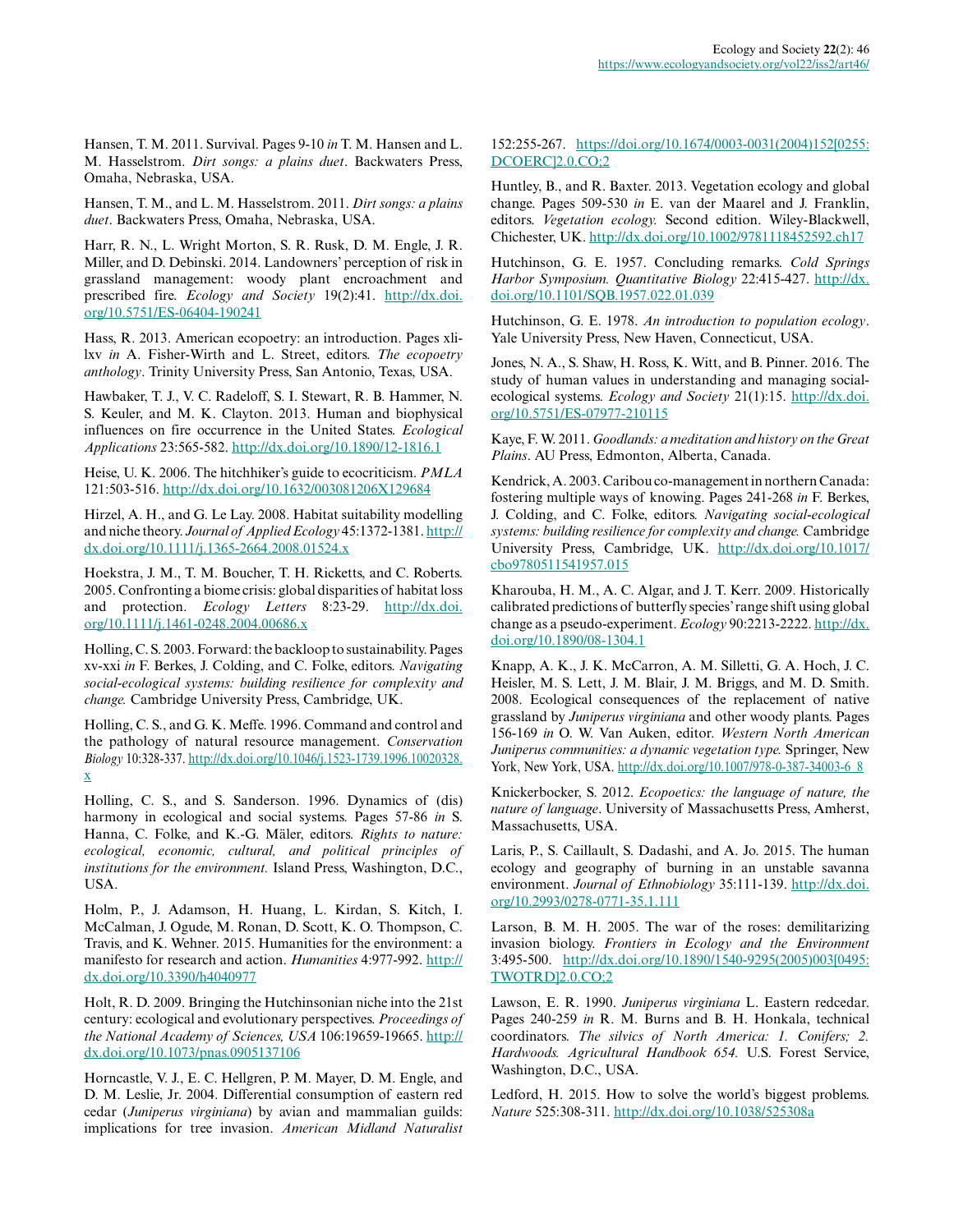Hansen, T. M. 2011. Survival. Pages 9-10 *in* T. M. Hansen and L. M. Hasselstrom. *Dirt songs: a plains duet*. Backwaters Press, Omaha, Nebraska, USA.

Hansen, T. M., and L. M. Hasselstrom. 2011. *Dirt songs: a plains duet*. Backwaters Press, Omaha, Nebraska, USA.

Harr, R. N., L. Wright Morton, S. R. Rusk, D. M. Engle, J. R. Miller, and D. Debinski. 2014. Landowners' perception of risk in grassland management: woody plant encroachment and prescribed fire. *Ecology and Society* 19(2):41. http://dx.doi.org/10.5751/ES-06404-190241

Hass, R. 2013. American ecopoetry: an introduction. Pages xli-lxv *in* A. Fisher-Wirth and L. Street, editors. *The ecopoetry anthology*. Trinity University Press, San Antonio, Texas, USA.

Hawbaker, T. J., V. C. Radeloff, S. I. Stewart, R. B. Hammer, N. S. Keuler, and M. K. Clayton. 2013. Human and biophysical influences on fire occurrence in the United States. *Ecological Applications* 23:565-582. http://dx.doi.org/10.1890/12-1816.1

Heise, U. K. 2006. The hitchhiker's guide to ecocriticism. *PMLA* 121:503-516. http://dx.doi.org/10.1632/003081206X129684

Hirzel, A. H., and G. Le Lay. 2008. Habitat suitability modelling and niche theory. *Journal of Applied Ecology* 45:1372-1381. http://dx.doi.org/10.1111/j.1365-2664.2008.01524.x

Hoekstra, J. M., T. M. Boucher, T. H. Ricketts, and C. Roberts. 2005. Confronting a biome crisis: global disparities of habitat loss and protection. *Ecology Letters* 8:23-29. http://dx.doi.org/10.1111/j.1461-0248.2004.00686.x

Holling, C. S. 2003. Forward: the backloop to sustainability. Pages xv-xxi *in* F. Berkes, J. Colding, and C. Folke, editors. *Navigating social-ecological systems: building resilience for complexity and change.* Cambridge University Press, Cambridge, UK.

Holling, C. S., and G. K. Meffe. 1996. Command and control and the pathology of natural resource management. *Conservation Biology* 10:328-337. http://dx.doi.org/10.1046/j.1523-1739.1996.10020328.x

Holling, C. S., and S. Sanderson. 1996. Dynamics of (dis) harmony in ecological and social systems. Pages 57-86 *in* S. Hanna, C. Folke, and K.-G. Mäler, editors. *Rights to nature: ecological, economic, cultural, and political principles of institutions for the environment.* Island Press, Washington, D.C., USA.

Holm, P., J. Adamson, H. Huang, L. Kirdan, S. Kitch, I. McCalman, J. Ogude, M. Ronan, D. Scott, K. O. Thompson, C. Travis, and K. Wehner. 2015. Humanities for the environment: a manifesto for research and action. *Humanities* 4:977-992. http://dx.doi.org/10.3390/h4040977

Holt, R. D. 2009. Bringing the Hutchinsonian niche into the 21st century: ecological and evolutionary perspectives. *Proceedings of the National Academy of Sciences, USA* 106:19659-19665. http://dx.doi.org/10.1073/pnas.0905137106

Horncastle, V. J., E. C. Hellgren, P. M. Mayer, D. M. Engle, and D. M. Leslie, Jr. 2004. Differential consumption of eastern red cedar (*Juniperus virginiana*) by avian and mammalian guilds: implications for tree invasion. *American Midland Naturalist* 152:255-267. https://doi.org/10.1674/0003-0031(2004)152[0255:DCOERC]2.0.CO;2

Huntley, B., and R. Baxter. 2013. Vegetation ecology and global change. Pages 509-530 *in* E. van der Maarel and J. Franklin, editors. *Vegetation ecology.* Second edition. Wiley-Blackwell, Chichester, UK. http://dx.doi.org/10.1002/9781118452592.ch17

Hutchinson, G. E. 1957. Concluding remarks. *Cold Springs Harbor Symposium. Quantitative Biology* 22:415-427. http://dx.doi.org/10.1101/SQB.1957.022.01.039

Hutchinson, G. E. 1978. *An introduction to population ecology*. Yale University Press, New Haven, Connecticut, USA.

Jones, N. A., S. Shaw, H. Ross, K. Witt, and B. Pinner. 2016. The study of human values in understanding and managing social-ecological systems. *Ecology and Society* 21(1):15. http://dx.doi.org/10.5751/ES-07977-210115

Kaye, F. W. 2011. *Goodlands: a meditation and history on the Great Plains*. AU Press, Edmonton, Alberta, Canada.

Kendrick, A. 2003. Caribou co-management in northern Canada: fostering multiple ways of knowing. Pages 241-268 *in* F. Berkes, J. Colding, and C. Folke, editors. *Navigating social-ecological systems: building resilience for complexity and change.* Cambridge University Press, Cambridge, UK. http://dx.doi.org/10.1017/cbo9780511541957.015

Kharouba, H. M., A. C. Algar, and J. T. Kerr. 2009. Historically calibrated predictions of butterfly species' range shift using global change as a pseudo-experiment. *Ecology* 90:2213-2222. http://dx.doi.org/10.1890/08-1304.1

Knapp, A. K., J. K. McCarron, A. M. Silletti, G. A. Hoch, J. C. Heisler, M. S. Lett, J. M. Blair, J. M. Briggs, and M. D. Smith. 2008. Ecological consequences of the replacement of native grassland by *Juniperus virginiana* and other woody plants. Pages 156-169 *in* O. W. Van Auken, editor. *Western North American Juniperus communities: a dynamic vegetation type.* Springer, New York, New York, USA. http://dx.doi.org/10.1007/978-0-387-34003-6_8

Knickerbocker, S. 2012. *Ecopoetics: the language of nature, the nature of language*. University of Massachusetts Press, Amherst, Massachusetts, USA.

Laris, P., S. Caillault, S. Dadashi, and A. Jo. 2015. The human ecology and geography of burning in an unstable savanna environment. *Journal of Ethnobiology* 35:111-139. http://dx.doi.org/10.2993/0278-0771-35.1.111

Larson, B. M. H. 2005. The war of the roses: demilitarizing invasion biology. *Frontiers in Ecology and the Environment* 3:495-500. http://dx.doi.org/10.1890/1540-9295(2005)003[0495:TWOTRD]2.0.CO;2

Lawson, E. R. 1990. *Juniperus virginiana* L. Eastern redcedar. Pages 240-259 *in* R. M. Burns and B. H. Honkala, technical coordinators. *The silvics of North America: 1. Conifers; 2. Hardwoods. Agricultural Handbook 654.* U.S. Forest Service, Washington, D.C., USA.

Ledford, H. 2015. How to solve the world's biggest problems. *Nature* 525:308-311. http://dx.doi.org/10.1038/525308a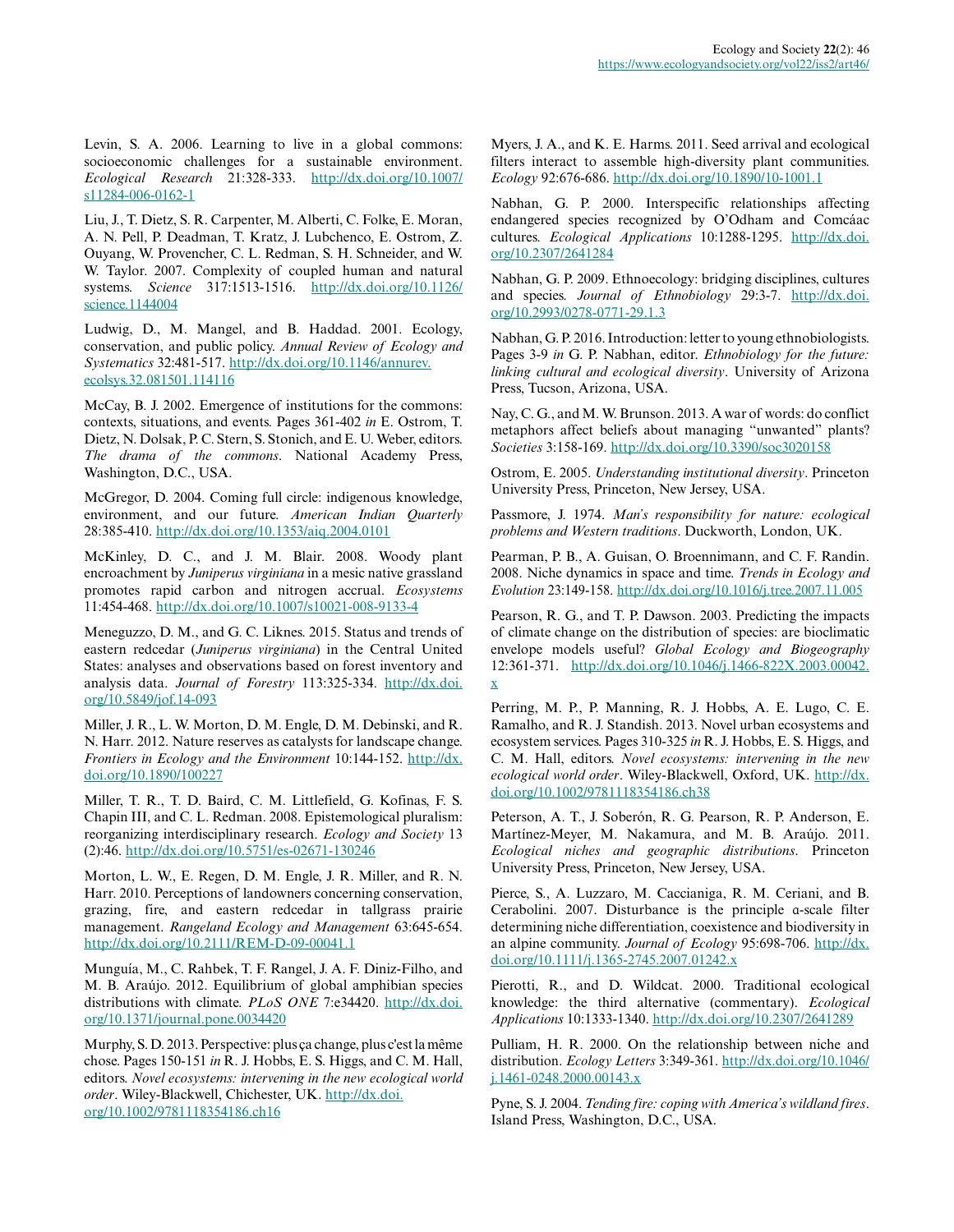Levin, S. A. 2006. Learning to live in a global commons: socioeconomic challenges for a sustainable environment. *Ecological Research* 21:328-333. http://dx.doi.org/10.1007/s11284-006-0162-1

Liu, J., T. Dietz, S. R. Carpenter, M. Alberti, C. Folke, E. Moran, A. N. Pell, P. Deadman, T. Kratz, J. Lubchenco, E. Ostrom, Z. Ouyang, W. Provencher, C. L. Redman, S. H. Schneider, and W. W. Taylor. 2007. Complexity of coupled human and natural systems. *Science* 317:1513-1516. http://dx.doi.org/10.1126/science.1144004

Ludwig, D., M. Mangel, and B. Haddad. 2001. Ecology, conservation, and public policy. *Annual Review of Ecology and Systematics* 32:481-517. http://dx.doi.org/10.1146/annurev.ecolsys.32.081501.114116

McCay, B. J. 2002. Emergence of institutions for the commons: contexts, situations, and events. Pages 361-402 *in* E. Ostrom, T. Dietz, N. Dolsak, P. C. Stern, S. Stonich, and E. U. Weber, editors. *The drama of the commons*. National Academy Press, Washington, D.C., USA.

McGregor, D. 2004. Coming full circle: indigenous knowledge, environment, and our future. *American Indian Quarterly* 28:385-410. http://dx.doi.org/10.1353/aiq.2004.0101

McKinley, D. C., and J. M. Blair. 2008. Woody plant encroachment by *Juniperus virginiana* in a mesic native grassland promotes rapid carbon and nitrogen accrual. *Ecosystems* 11:454-468. http://dx.doi.org/10.1007/s10021-008-9133-4

Meneguzzo, D. M., and G. C. Liknes. 2015. Status and trends of eastern redcedar (*Juniperus virginiana*) in the Central United States: analyses and observations based on forest inventory and analysis data. *Journal of Forestry* 113:325-334. http://dx.doi.org/10.5849/jof.14-093

Miller, J. R., L. W. Morton, D. M. Engle, D. M. Debinski, and R. N. Harr. 2012. Nature reserves as catalysts for landscape change. *Frontiers in Ecology and the Environment* 10:144-152. http://dx.doi.org/10.1890/100227

Miller, T. R., T. D. Baird, C. M. Littlefield, G. Kofinas, F. S. Chapin III, and C. L. Redman. 2008. Epistemological pluralism: reorganizing interdisciplinary research. *Ecology and Society* 13(2):46. http://dx.doi.org/10.5751/es-02671-130246

Morton, L. W., E. Regen, D. M. Engle, J. R. Miller, and R. N. Harr. 2010. Perceptions of landowners concerning conservation, grazing, fire, and eastern redcedar in tallgrass prairie management. *Rangeland Ecology and Management* 63:645-654. http://dx.doi.org/10.2111/REM-D-09-00041.1

Munguía, M., C. Rahbek, T. F. Rangel, J. A. F. Diniz-Filho, and M. B. Araújo. 2012. Equilibrium of global amphibian species distributions with climate. *PLoS ONE* 7:e34420. http://dx.doi.org/10.1371/journal.pone.0034420

Murphy, S. D. 2013. Perspective: plus ça change, plus c'est la même chose. Pages 150-151 *in* R. J. Hobbs, E. S. Higgs, and C. M. Hall, editors. *Novel ecosystems: intervening in the new ecological world order*. Wiley-Blackwell, Chichester, UK. http://dx.doi.org/10.1002/9781118354186.ch16

Myers, J. A., and K. E. Harms. 2011. Seed arrival and ecological filters interact to assemble high-diversity plant communities. *Ecology* 92:676-686. http://dx.doi.org/10.1890/10-1001.1

Nabhan, G. P. 2000. Interspecific relationships affecting endangered species recognized by O'Odham and Comcáac cultures. *Ecological Applications* 10:1288-1295. http://dx.doi.org/10.2307/2641284

Nabhan, G. P. 2009. Ethnoecology: bridging disciplines, cultures and species. *Journal of Ethnobiology* 29:3-7. http://dx.doi.org/10.2993/0278-0771-29.1.3

Nabhan, G. P. 2016. Introduction: letter to young ethnobiologists. Pages 3-9 *in* G. P. Nabhan, editor. *Ethnobiology for the future: linking cultural and ecological diversity*. University of Arizona Press, Tucson, Arizona, USA.

Nay, C. G., and M. W. Brunson. 2013. A war of words: do conflict metaphors affect beliefs about managing "unwanted" plants? *Societies* 3:158-169. http://dx.doi.org/10.3390/soc3020158

Ostrom, E. 2005. *Understanding institutional diversity*. Princeton University Press, Princeton, New Jersey, USA.

Passmore, J. 1974. *Man's responsibility for nature: ecological problems and Western traditions*. Duckworth, London, UK.

Pearman, P. B., A. Guisan, O. Broennimann, and C. F. Randin. 2008. Niche dynamics in space and time. *Trends in Ecology and Evolution* 23:149-158. http://dx.doi.org/10.1016/j.tree.2007.11.005

Pearson, R. G., and T. P. Dawson. 2003. Predicting the impacts of climate change on the distribution of species: are bioclimatic envelope models useful? *Global Ecology and Biogeography* 12:361-371. http://dx.doi.org/10.1046/j.1466-822X.2003.00042.x

Perring, M. P., P. Manning, R. J. Hobbs, A. E. Lugo, C. E. Ramalho, and R. J. Standish. 2013. Novel urban ecosystems and ecosystem services. Pages 310-325 *in* R. J. Hobbs, E. S. Higgs, and C. M. Hall, editors. *Novel ecosystems: intervening in the new ecological world order*. Wiley-Blackwell, Oxford, UK. http://dx.doi.org/10.1002/9781118354186.ch38

Peterson, A. T., J. Soberón, R. G. Pearson, R. P. Anderson, E. Martínez-Meyer, M. Nakamura, and M. B. Araújo. 2011. *Ecological niches and geographic distributions*. Princeton University Press, Princeton, New Jersey, USA.

Pierce, S., A. Luzzaro, M. Caccianiga, R. M. Ceriani, and B. Cerabolini. 2007. Disturbance is the principle α-scale filter determining niche differentiation, coexistence and biodiversity in an alpine community. *Journal of Ecology* 95:698-706. http://dx.doi.org/10.1111/j.1365-2745.2007.01242.x

Pierotti, R., and D. Wildcat. 2000. Traditional ecological knowledge: the third alternative (commentary). *Ecological Applications* 10:1333-1340. http://dx.doi.org/10.2307/2641289

Pulliam, H. R. 2000. On the relationship between niche and distribution. *Ecology Letters* 3:349-361. http://dx.doi.org/10.1046/j.1461-0248.2000.00143.x

Pyne, S. J. 2004. *Tending fire: coping with America's wildland fires*. Island Press, Washington, D.C., USA.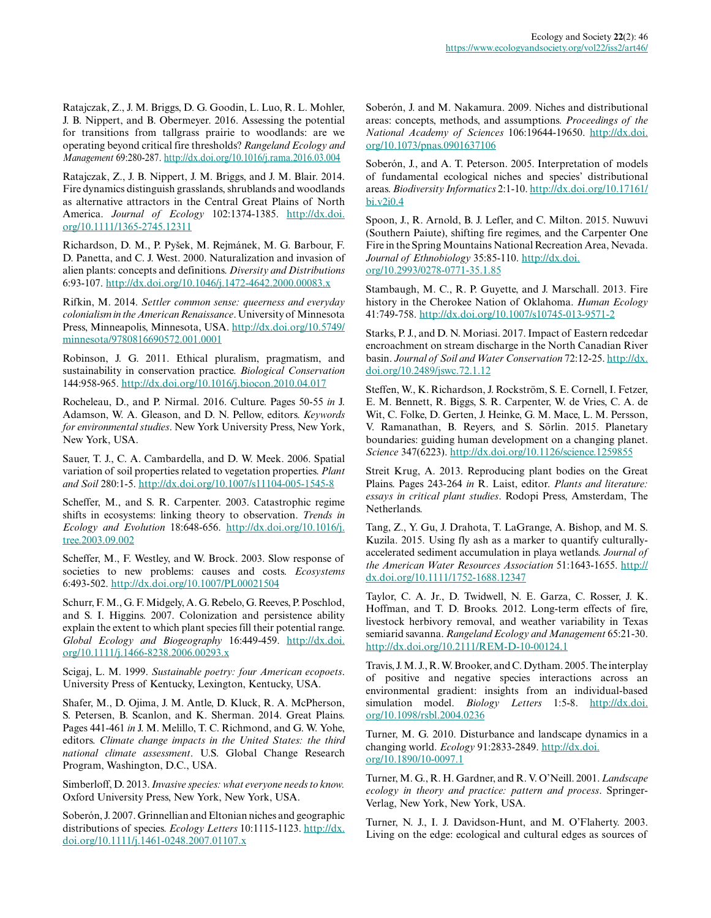Ratajczak, Z., J. M. Briggs, D. G. Goodin, L. Luo, R. L. Mohler, J. B. Nippert, and B. Obermeyer. 2016. Assessing the potential for transitions from tallgrass prairie to woodlands: are we operating beyond critical fire thresholds? *Rangeland Ecology and Management* 69:280-287. http://dx.doi.org/10.1016/j.rama.2016.03.004

Ratajczak, Z., J. B. Nippert, J. M. Briggs, and J. M. Blair. 2014. Fire dynamics distinguish grasslands, shrublands and woodlands as alternative attractors in the Central Great Plains of North America. *Journal of Ecology* 102:1374-1385. http://dx.doi.org/10.1111/1365-2745.12311

Richardson, D. M., P. Pyšek, M. Rejmánek, M. G. Barbour, F. D. Panetta, and C. J. West. 2000. Naturalization and invasion of alien plants: concepts and definitions. *Diversity and Distributions* 6:93-107. http://dx.doi.org/10.1046/j.1472-4642.2000.00083.x

Rifkin, M. 2014. *Settler common sense: queerness and everyday colonialism in the American Renaissance*. University of Minnesota Press, Minneapolis, Minnesota, USA. http://dx.doi.org/10.5749/minnesota/9780816690572.001.0001

Robinson, J. G. 2011. Ethical pluralism, pragmatism, and sustainability in conservation practice. *Biological Conservation* 144:958-965. http://dx.doi.org/10.1016/j.biocon.2010.04.017

Rocheleau, D., and P. Nirmal. 2016. Culture. Pages 50-55 *in* J. Adamson, W. A. Gleason, and D. N. Pellow, editors. *Keywords for environmental studies*. New York University Press, New York, New York, USA.

Sauer, T. J., C. A. Cambardella, and D. W. Meek. 2006. Spatial variation of soil properties related to vegetation properties. *Plant and Soil* 280:1-5. http://dx.doi.org/10.1007/s11104-005-1545-8

Scheffer, M., and S. R. Carpenter. 2003. Catastrophic regime shifts in ecosystems: linking theory to observation. *Trends in Ecology and Evolution* 18:648-656. http://dx.doi.org/10.1016/j.tree.2003.09.002

Scheffer, M., F. Westley, and W. Brock. 2003. Slow response of societies to new problems: causes and costs. *Ecosystems* 6:493-502. http://dx.doi.org/10.1007/PL00021504

Schurr, F. M., G. F. Midgely, A. G. Rebelo, G. Reeves, P. Poschlod, and S. I. Higgins. 2007. Colonization and persistence ability explain the extent to which plant species fill their potential range. *Global Ecology and Biogeography* 16:449-459. http://dx.doi.org/10.1111/j.1466-8238.2006.00293.x

Scigaj, L. M. 1999. *Sustainable poetry: four American ecopoets*. University Press of Kentucky, Lexington, Kentucky, USA.

Shafer, M., D. Ojima, J. M. Antle, D. Kluck, R. A. McPherson, S. Petersen, B. Scanlon, and K. Sherman. 2014. Great Plains. Pages 441-461 *in* J. M. Melillo, T. C. Richmond, and G. W. Yohe, editors. *Climate change impacts in the United States: the third national climate assessment*. U.S. Global Change Research Program, Washington, D.C., USA.

Simberloff, D. 2013. *Invasive species: what everyone needs to know.* Oxford University Press, New York, New York, USA.

Soberón, J. 2007. Grinnellian and Eltonian niches and geographic distributions of species. *Ecology Letters* 10:1115-1123. http://dx.doi.org/10.1111/j.1461-0248.2007.01107.x

Soberón, J. and M. Nakamura. 2009. Niches and distributional areas: concepts, methods, and assumptions. *Proceedings of the National Academy of Sciences* 106:19644-19650. http://dx.doi.org/10.1073/pnas.0901637106

Soberón, J., and A. T. Peterson. 2005. Interpretation of models of fundamental ecological niches and species' distributional areas. *Biodiversity Informatics* 2:1-10. http://dx.doi.org/10.17161/bi.v2i0.4

Spoon, J., R. Arnold, B. J. Lefler, and C. Milton. 2015. Nuwuvi (Southern Paiute), shifting fire regimes, and the Carpenter One Fire in the Spring Mountains National Recreation Area, Nevada. *Journal of Ethnobiology* 35:85-110. http://dx.doi.org/10.2993/0278-0771-35.1.85

Stambaugh, M. C., R. P. Guyette, and J. Marschall. 2013. Fire history in the Cherokee Nation of Oklahoma. *Human Ecology* 41:749-758. http://dx.doi.org/10.1007/s10745-013-9571-2

Starks, P. J., and D. N. Moriasi. 2017. Impact of Eastern redcedar encroachment on stream discharge in the North Canadian River basin. *Journal of Soil and Water Conservation* 72:12-25. http://dx.doi.org/10.2489/jswc.72.1.12

Steffen, W., K. Richardson, J. Rockström, S. E. Cornell, I. Fetzer, E. M. Bennett, R. Biggs, S. R. Carpenter, W. de Vries, C. A. de Wit, C. Folke, D. Gerten, J. Heinke, G. M. Mace, L. M. Persson, V. Ramanathan, B. Reyers, and S. Sörlin. 2015. Planetary boundaries: guiding human development on a changing planet. *Science* 347(6223). http://dx.doi.org/10.1126/science.1259855

Streit Krug, A. 2013. Reproducing plant bodies on the Great Plains. Pages 243-264 *in* R. Laist, editor. *Plants and literature: essays in critical plant studies*. Rodopi Press, Amsterdam, The Netherlands.

Tang, Z., Y. Gu, J. Drahota, T. LaGrange, A. Bishop, and M. S. Kuzila. 2015. Using fly ash as a marker to quantify culturally-accelerated sediment accumulation in playa wetlands. *Journal of the American Water Resources Association* 51:1643-1655. http://dx.doi.org/10.1111/1752-1688.12347

Taylor, C. A. Jr., D. Twidwell, N. E. Garza, C. Rosser, J. K. Hoffman, and T. D. Brooks. 2012. Long-term effects of fire, livestock herbivory removal, and weather variability in Texas semiarid savanna. *Rangeland Ecology and Management* 65:21-30. http://dx.doi.org/10.2111/REM-D-10-00124.1

Travis, J. M. J., R. W. Brooker, and C. Dytham. 2005. The interplay of positive and negative species interactions across an environmental gradient: insights from an individual-based simulation model. *Biology Letters* 1:5-8. http://dx.doi.org/10.1098/rsbl.2004.0236

Turner, M. G. 2010. Disturbance and landscape dynamics in a changing world. *Ecology* 91:2833-2849. http://dx.doi.org/10.1890/10-0097.1

Turner, M. G., R. H. Gardner, and R. V. O'Neill. 2001. *Landscape ecology in theory and practice: pattern and process*. Springer-Verlag, New York, New York, USA.

Turner, N. J., I. J. Davidson-Hunt, and M. O'Flaherty. 2003. Living on the edge: ecological and cultural edges as sources of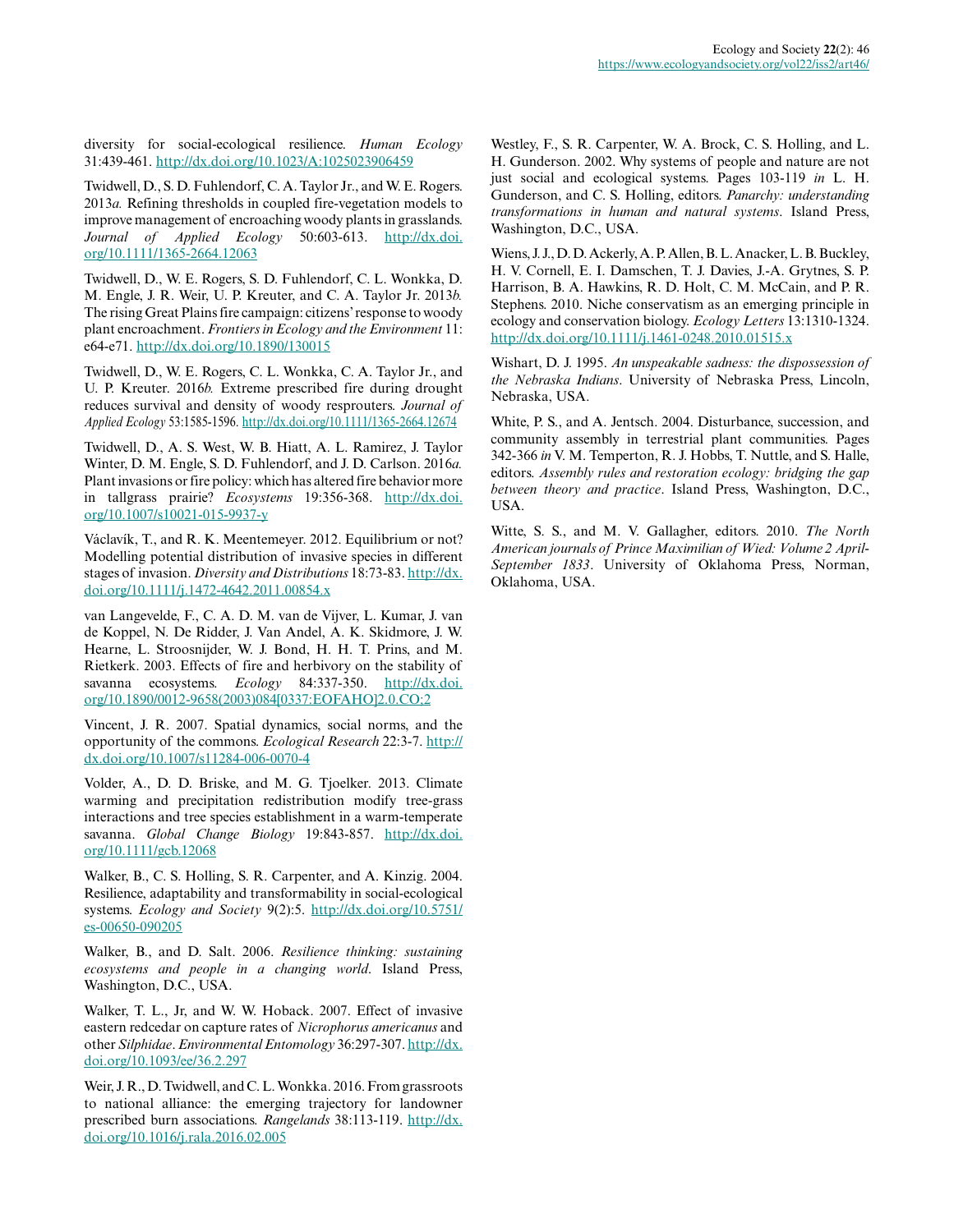diversity for social-ecological resilience. *Human Ecology* 31:439-461. http://dx.doi.org/10.1023/A:1025023906459

Twidwell, D., S. D. Fuhlendorf, C. A. Taylor Jr., and W. E. Rogers. 2013*a.* Refining thresholds in coupled fire-vegetation models to improve management of encroaching woody plants in grasslands. *Journal of Applied Ecology* 50:603-613. http://dx.doi.org/10.1111/1365-2664.12063

Twidwell, D., W. E. Rogers, S. D. Fuhlendorf, C. L. Wonkka, D. M. Engle, J. R. Weir, U. P. Kreuter, and C. A. Taylor Jr. 2013*b.* The rising Great Plains fire campaign: citizens' response to woody plant encroachment. *Frontiers in Ecology and the Environment* 11: e64-e71. http://dx.doi.org/10.1890/130015

Twidwell, D., W. E. Rogers, C. L. Wonkka, C. A. Taylor Jr., and U. P. Kreuter. 2016*b.* Extreme prescribed fire during drought reduces survival and density of woody resprouters. *Journal of Applied Ecology* 53:1585-1596. http://dx.doi.org/10.1111/1365-2664.12674

Twidwell, D., A. S. West, W. B. Hiatt, A. L. Ramirez, J. Taylor Winter, D. M. Engle, S. D. Fuhlendorf, and J. D. Carlson. 2016*a.* Plant invasions or fire policy: which has altered fire behavior more in tallgrass prairie? *Ecosystems* 19:356-368. http://dx.doi.org/10.1007/s10021-015-9937-y

Václavík, T., and R. K. Meentemeyer. 2012. Equilibrium or not? Modelling potential distribution of invasive species in different stages of invasion. *Diversity and Distributions* 18:73-83. http://dx.doi.org/10.1111/j.1472-4642.2011.00854.x

van Langevelde, F., C. A. D. M. van de Vijver, L. Kumar, J. van de Koppel, N. De Ridder, J. Van Andel, A. K. Skidmore, J. W. Hearne, L. Stroosnijder, W. J. Bond, H. H. T. Prins, and M. Rietkerk. 2003. Effects of fire and herbivory on the stability of savanna ecosystems. *Ecology* 84:337-350. http://dx.doi.org/10.1890/0012-9658(2003)084[0337:EOFAHO]2.0.CO;2

Vincent, J. R. 2007. Spatial dynamics, social norms, and the opportunity of the commons. *Ecological Research* 22:3-7. http://dx.doi.org/10.1007/s11284-006-0070-4

Volder, A., D. D. Briske, and M. G. Tjoelker. 2013. Climate warming and precipitation redistribution modify tree-grass interactions and tree species establishment in a warm-temperate savanna. *Global Change Biology* 19:843-857. http://dx.doi.org/10.1111/gcb.12068

Walker, B., C. S. Holling, S. R. Carpenter, and A. Kinzig. 2004. Resilience, adaptability and transformability in social-ecological systems. *Ecology and Society* 9(2):5. http://dx.doi.org/10.5751/es-00650-090205

Walker, B., and D. Salt. 2006. *Resilience thinking: sustaining ecosystems and people in a changing world*. Island Press, Washington, D.C., USA.

Walker, T. L., Jr, and W. W. Hoback. 2007. Effect of invasive eastern redcedar on capture rates of *Nicrophorus americanus* and other *Silphidae*. *Environmental Entomology* 36:297-307. http://dx.doi.org/10.1093/ee/36.2.297

Weir, J. R., D. Twidwell, and C. L. Wonkka. 2016. From grassroots to national alliance: the emerging trajectory for landowner prescribed burn associations. *Rangelands* 38:113-119. http://dx.doi.org/10.1016/j.rala.2016.02.005

Westley, F., S. R. Carpenter, W. A. Brock, C. S. Holling, and L. H. Gunderson. 2002. Why systems of people and nature are not just social and ecological systems. Pages 103-119 *in* L. H. Gunderson, and C. S. Holling, editors. *Panarchy: understanding transformations in human and natural systems*. Island Press, Washington, D.C., USA.

Wiens, J. J., D. D. Ackerly, A. P. Allen, B. L. Anacker, L. B. Buckley, H. V. Cornell, E. I. Damschen, T. J. Davies, J.-A. Grytnes, S. P. Harrison, B. A. Hawkins, R. D. Holt, C. M. McCain, and P. R. Stephens. 2010. Niche conservatism as an emerging principle in ecology and conservation biology. *Ecology Letters* 13:1310-1324. http://dx.doi.org/10.1111/j.1461-0248.2010.01515.x

Wishart, D. J. 1995. *An unspeakable sadness: the dispossession of the Nebraska Indians*. University of Nebraska Press, Lincoln, Nebraska, USA.

White, P. S., and A. Jentsch. 2004. Disturbance, succession, and community assembly in terrestrial plant communities. Pages 342-366 *in* V. M. Temperton, R. J. Hobbs, T. Nuttle, and S. Halle, editors. *Assembly rules and restoration ecology: bridging the gap between theory and practice*. Island Press, Washington, D.C., USA.

Witte, S. S., and M. V. Gallagher, editors. 2010. *The North American journals of Prince Maximilian of Wied: Volume 2 April-September 1833*. University of Oklahoma Press, Norman, Oklahoma, USA.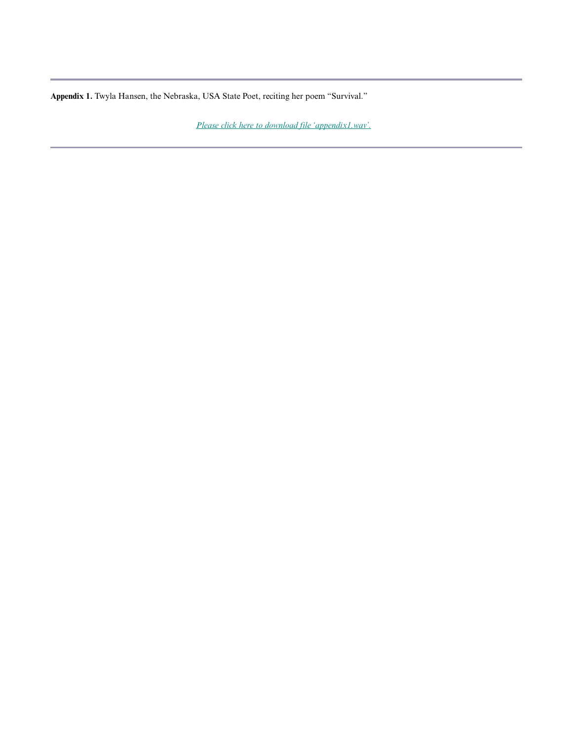**Appendix 1.** Twyla Hansen, the Nebraska, USA State Poet, reciting her poem “Survival.”

*Please click here to download file ‘appendix1.wav’.*